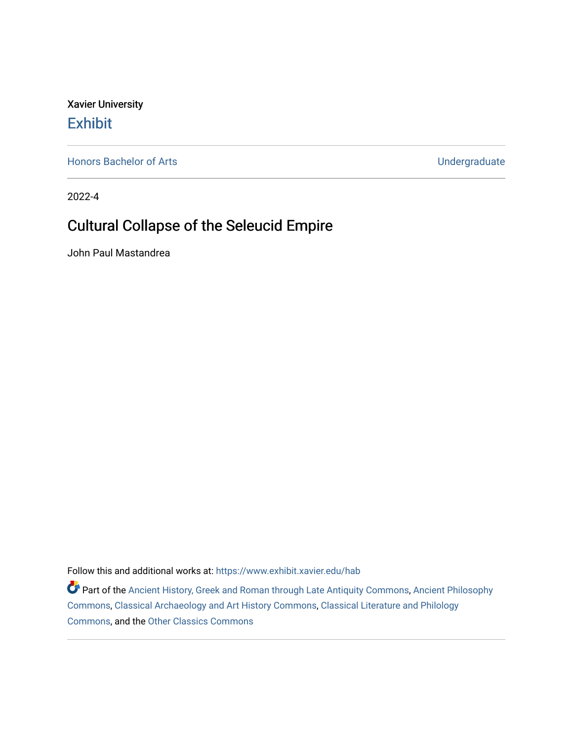Xavier University

# Exhibit

Honors Bachelor of Arts | Undergraduate

---

2022-4

## Cultural Collapse of the Seleucid Empire

John Paul Mastandrea

Follow this and additional works at: https://www.exhibit.xavier.edu/hab

Part of the Ancient History, Greek and Roman through Late Antiquity Commons, Ancient Philosophy Commons, Classical Archaeology and Art History Commons, Classical Literature and Philology Commons, and the Other Classics Commons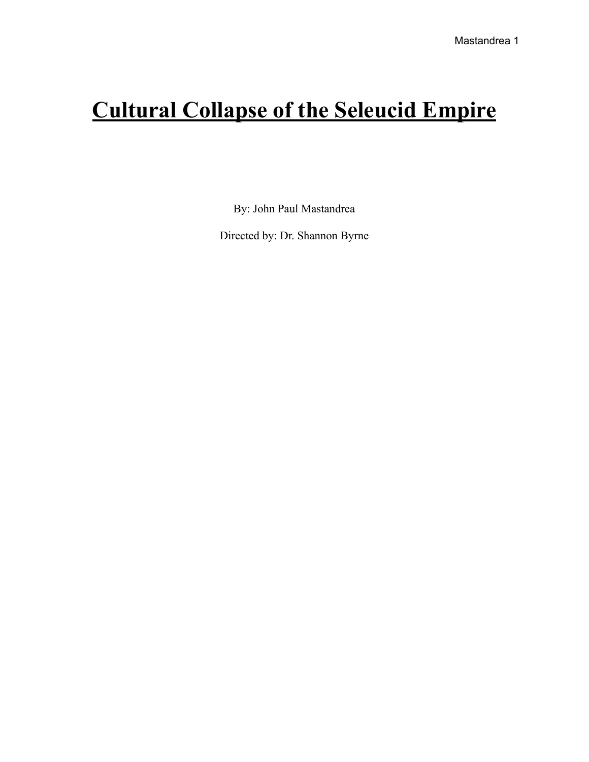# **Cultural Collapse of the Seleucid Empire**

By: John Paul Mastandrea

Directed by: Dr. Shannon Byrne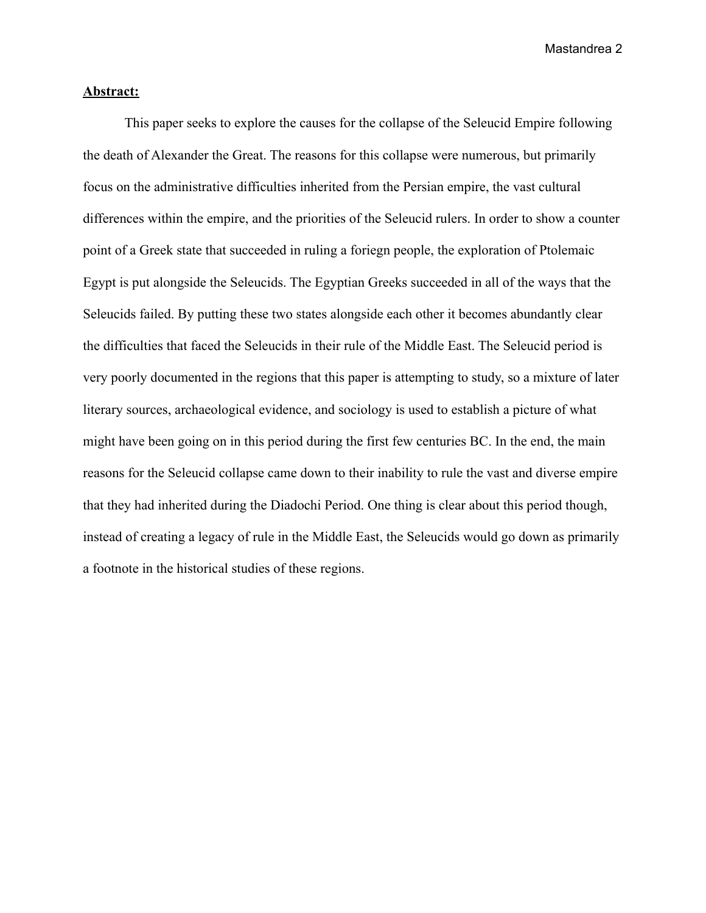**Abstract:**

This paper seeks to explore the causes for the collapse of the Seleucid Empire following the death of Alexander the Great. The reasons for this collapse were numerous, but primarily focus on the administrative difficulties inherited from the Persian empire, the vast cultural differences within the empire, and the priorities of the Seleucid rulers. In order to show a counter point of a Greek state that succeeded in ruling a foriegn people, the exploration of Ptolemaic Egypt is put alongside the Seleucids. The Egyptian Greeks succeeded in all of the ways that the Seleucids failed. By putting these two states alongside each other it becomes abundantly clear the difficulties that faced the Seleucids in their rule of the Middle East. The Seleucid period is very poorly documented in the regions that this paper is attempting to study, so a mixture of later literary sources, archaeological evidence, and sociology is used to establish a picture of what might have been going on in this period during the first few centuries BC. In the end, the main reasons for the Seleucid collapse came down to their inability to rule the vast and diverse empire that they had inherited during the Diadochi Period. One thing is clear about this period though, instead of creating a legacy of rule in the Middle East, the Seleucids would go down as primarily a footnote in the historical studies of these regions.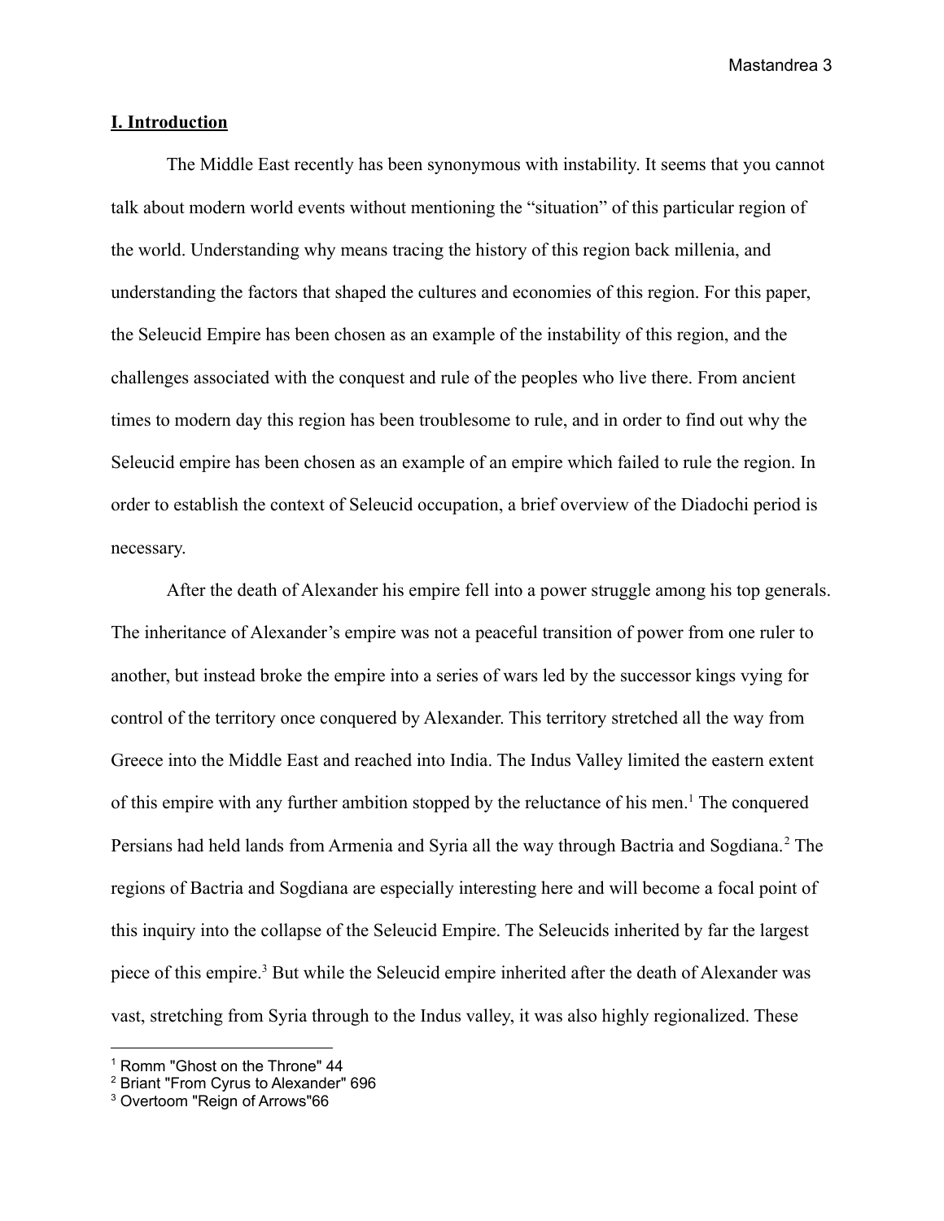## I. Introduction

The Middle East recently has been synonymous with instability. It seems that you cannot talk about modern world events without mentioning the "situation" of this particular region of the world. Understanding why means tracing the history of this region back millenia, and understanding the factors that shaped the cultures and economies of this region. For this paper, the Seleucid Empire has been chosen as an example of the instability of this region, and the challenges associated with the conquest and rule of the peoples who live there. From ancient times to modern day this region has been troublesome to rule, and in order to find out why the Seleucid empire has been chosen as an example of an empire which failed to rule the region. In order to establish the context of Seleucid occupation, a brief overview of the Diadochi period is necessary.

After the death of Alexander his empire fell into a power struggle among his top generals. The inheritance of Alexander's empire was not a peaceful transition of power from one ruler to another, but instead broke the empire into a series of wars led by the successor kings vying for control of the territory once conquered by Alexander. This territory stretched all the way from Greece into the Middle East and reached into India. The Indus Valley limited the eastern extent of this empire with any further ambition stopped by the reluctance of his men.[1] The conquered Persians had held lands from Armenia and Syria all the way through Bactria and Sogdiana.[2] The regions of Bactria and Sogdiana are especially interesting here and will become a focal point of this inquiry into the collapse of the Seleucid Empire. The Seleucids inherited by far the largest piece of this empire.[3] But while the Seleucid empire inherited after the death of Alexander was vast, stretching from Syria through to the Indus valley, it was also highly regionalized. These

---

[1] Romm "Ghost on the Throne" 44

[2] Briant "From Cyrus to Alexander" 696

[3] Overtoom "Reign of Arrows"66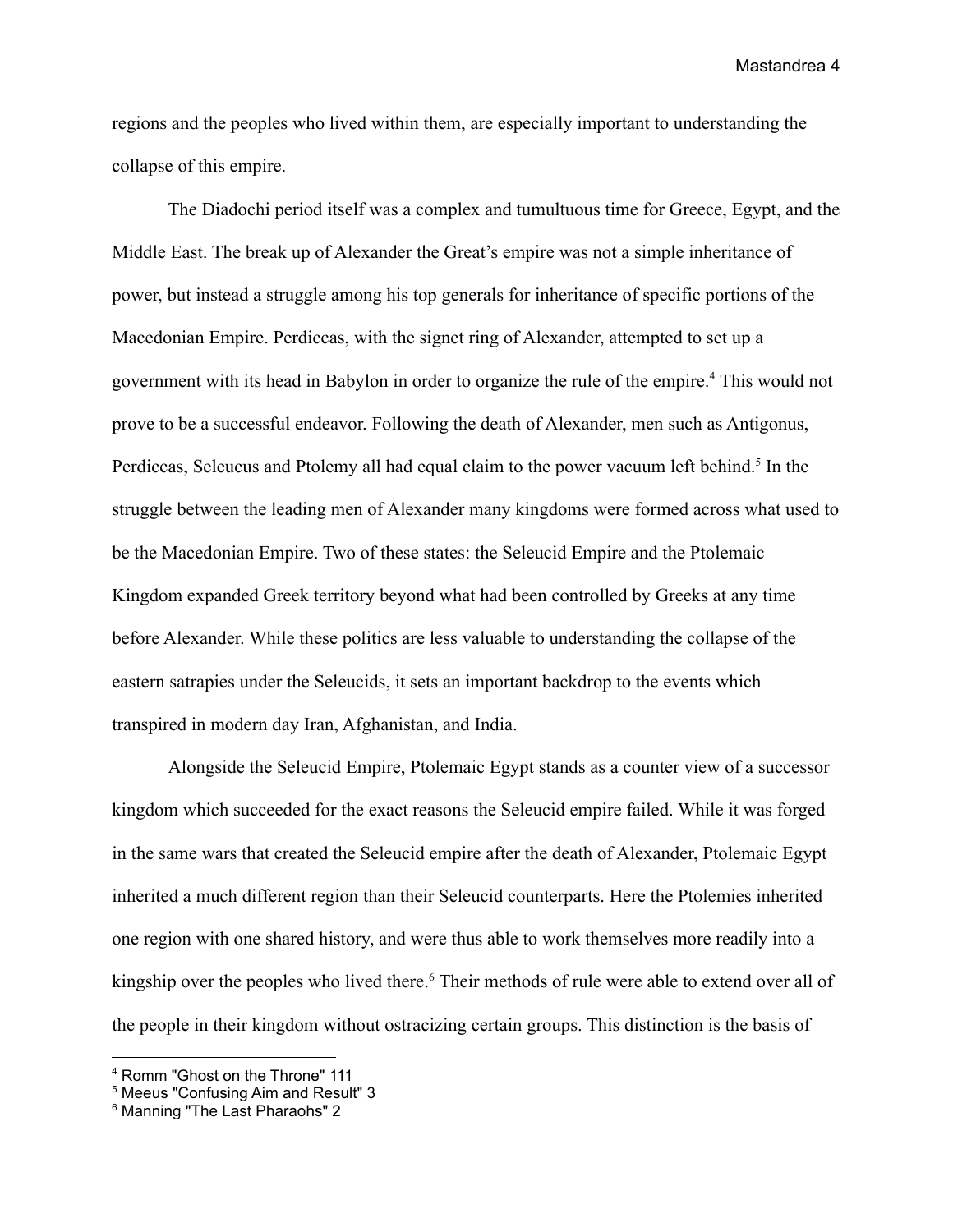regions and the peoples who lived within them, are especially important to understanding the collapse of this empire.

The Diadochi period itself was a complex and tumultuous time for Greece, Egypt, and the Middle East. The break up of Alexander the Great's empire was not a simple inheritance of power, but instead a struggle among his top generals for inheritance of specific portions of the Macedonian Empire. Perdiccas, with the signet ring of Alexander, attempted to set up a government with its head in Babylon in order to organize the rule of the empire.[4] This would not prove to be a successful endeavor. Following the death of Alexander, men such as Antigonus, Perdiccas, Seleucus and Ptolemy all had equal claim to the power vacuum left behind.[5] In the struggle between the leading men of Alexander many kingdoms were formed across what used to be the Macedonian Empire. Two of these states: the Seleucid Empire and the Ptolemaic Kingdom expanded Greek territory beyond what had been controlled by Greeks at any time before Alexander. While these politics are less valuable to understanding the collapse of the eastern satrapies under the Seleucids, it sets an important backdrop to the events which transpired in modern day Iran, Afghanistan, and India.

Alongside the Seleucid Empire, Ptolemaic Egypt stands as a counter view of a successor kingdom which succeeded for the exact reasons the Seleucid empire failed. While it was forged in the same wars that created the Seleucid empire after the death of Alexander, Ptolemaic Egypt inherited a much different region than their Seleucid counterparts. Here the Ptolemies inherited one region with one shared history, and were thus able to work themselves more readily into a kingship over the peoples who lived there.[6] Their methods of rule were able to extend over all of the people in their kingdom without ostracizing certain groups. This distinction is the basis of

---

[4] Romm "Ghost on the Throne" 111

[5] Meeus "Confusing Aim and Result" 3

[6] Manning "The Last Pharaohs" 2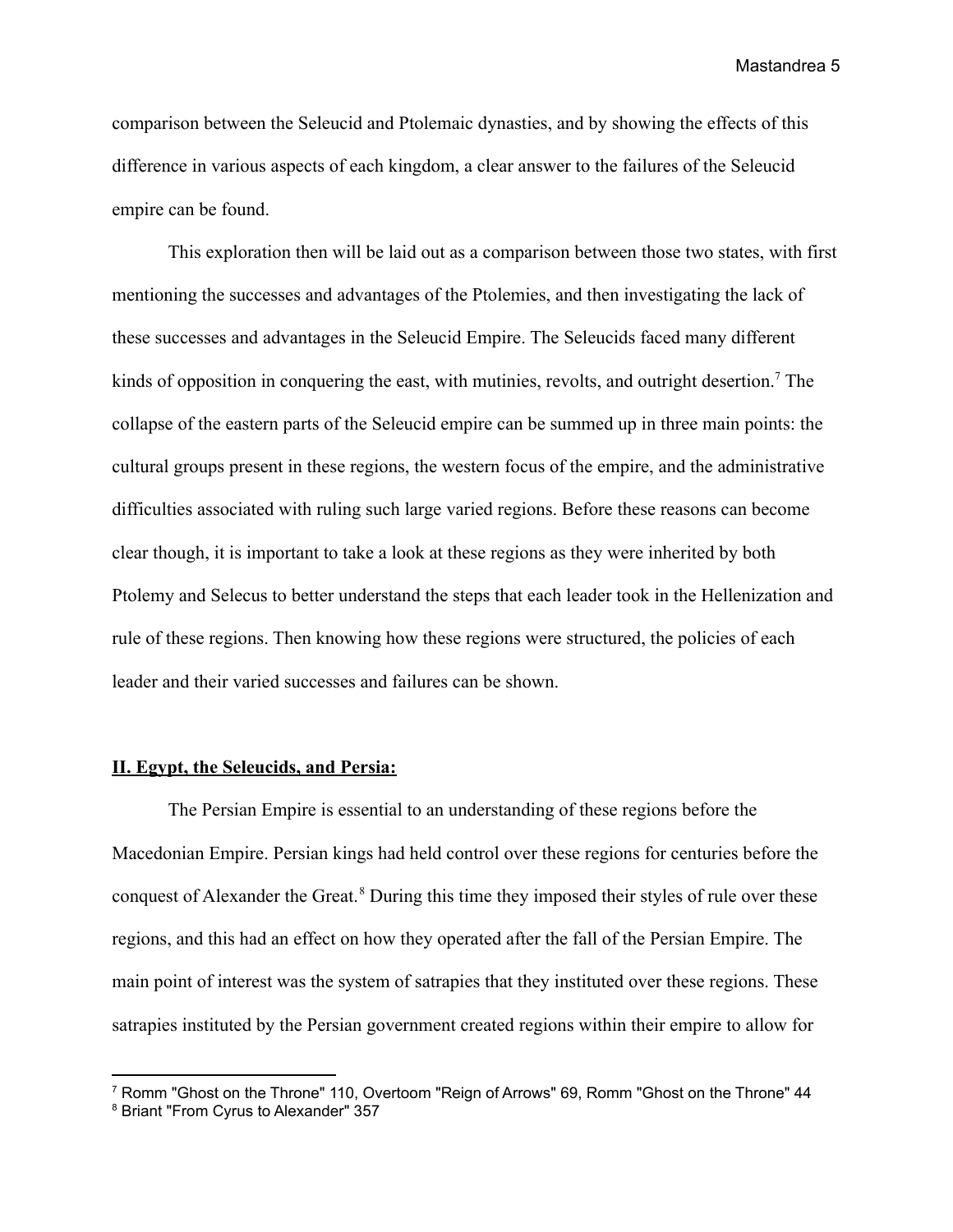comparison between the Seleucid and Ptolemaic dynasties, and by showing the effects of this difference in various aspects of each kingdom, a clear answer to the failures of the Seleucid empire can be found.

This exploration then will be laid out as a comparison between those two states, with first mentioning the successes and advantages of the Ptolemies, and then investigating the lack of these successes and advantages in the Seleucid Empire. The Seleucids faced many different kinds of opposition in conquering the east, with mutinies, revolts, and outright desertion.[7] The collapse of the eastern parts of the Seleucid empire can be summed up in three main points: the cultural groups present in these regions, the western focus of the empire, and the administrative difficulties associated with ruling such large varied regions. Before these reasons can become clear though, it is important to take a look at these regions as they were inherited by both Ptolemy and Selecus to better understand the steps that each leader took in the Hellenization and rule of these regions. Then knowing how these regions were structured, the policies of each leader and their varied successes and failures can be shown.

## **II. Egypt, the Seleucids, and Persia:**

The Persian Empire is essential to an understanding of these regions before the Macedonian Empire. Persian kings had held control over these regions for centuries before the conquest of Alexander the Great.[8] During this time they imposed their styles of rule over these regions, and this had an effect on how they operated after the fall of the Persian Empire. The main point of interest was the system of satrapies that they instituted over these regions. These satrapies instituted by the Persian government created regions within their empire to allow for

---

[7] Romm "Ghost on the Throne" 110, Overtoom "Reign of Arrows" 69, Romm "Ghost on the Throne" 44

[8] Briant "From Cyrus to Alexander" 357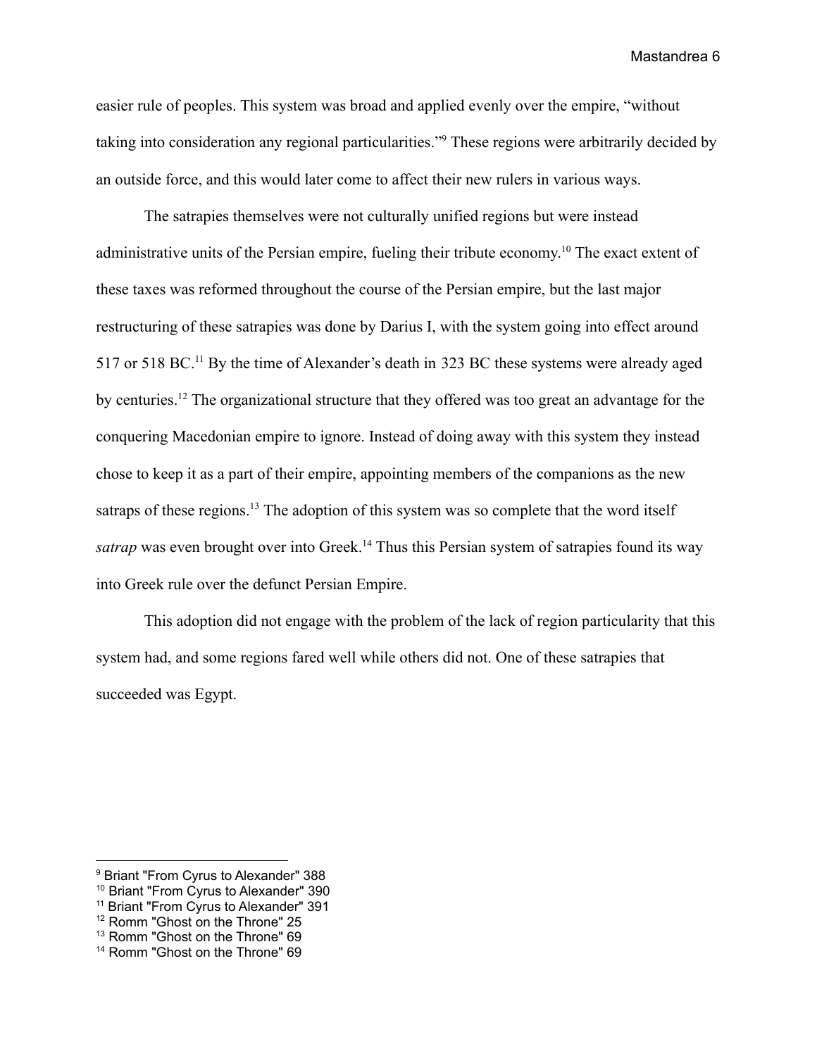easier rule of peoples. This system was broad and applied evenly over the empire, "without taking into consideration any regional particularities."[9] These regions were arbitrarily decided by an outside force, and this would later come to affect their new rulers in various ways.

The satrapies themselves were not culturally unified regions but were instead administrative units of the Persian empire, fueling their tribute economy.[10] The exact extent of these taxes was reformed throughout the course of the Persian empire, but the last major restructuring of these satrapies was done by Darius I, with the system going into effect around 517 or 518 BC.[11] By the time of Alexander's death in 323 BC these systems were already aged by centuries.[12] The organizational structure that they offered was too great an advantage for the conquering Macedonian empire to ignore. Instead of doing away with this system they instead chose to keep it as a part of their empire, appointing members of the companions as the new satraps of these regions.[13] The adoption of this system was so complete that the word itself *satrap* was even brought over into Greek.[14] Thus this Persian system of satrapies found its way into Greek rule over the defunct Persian Empire.

This adoption did not engage with the problem of the lack of region particularity that this system had, and some regions fared well while others did not. One of these satrapies that succeeded was Egypt.

---

[9] Briant "From Cyrus to Alexander" 388
[10] Briant "From Cyrus to Alexander" 390
[11] Briant "From Cyrus to Alexander" 391
[12] Romm "Ghost on the Throne" 25
[13] Romm "Ghost on the Throne" 69
[14] Romm "Ghost on the Throne" 69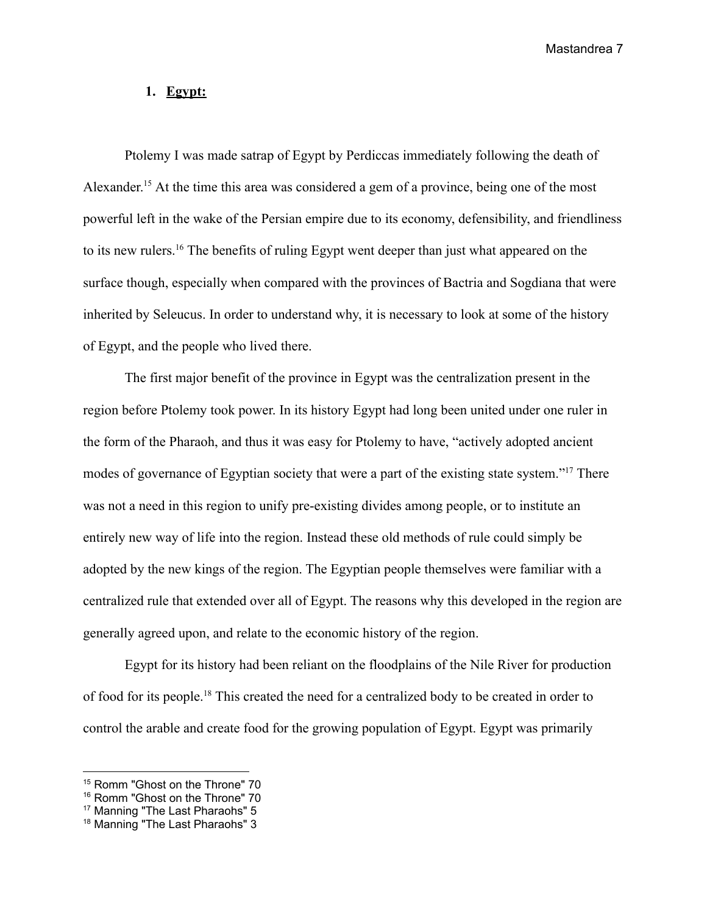## 1. Egypt:

Ptolemy I was made satrap of Egypt by Perdiccas immediately following the death of Alexander.[15] At the time this area was considered a gem of a province, being one of the most powerful left in the wake of the Persian empire due to its economy, defensibility, and friendliness to its new rulers.[16] The benefits of ruling Egypt went deeper than just what appeared on the surface though, especially when compared with the provinces of Bactria and Sogdiana that were inherited by Seleucus. In order to understand why, it is necessary to look at some of the history of Egypt, and the people who lived there.

The first major benefit of the province in Egypt was the centralization present in the region before Ptolemy took power. In its history Egypt had long been united under one ruler in the form of the Pharaoh, and thus it was easy for Ptolemy to have, "actively adopted ancient modes of governance of Egyptian society that were a part of the existing state system."[17] There was not a need in this region to unify pre-existing divides among people, or to institute an entirely new way of life into the region. Instead these old methods of rule could simply be adopted by the new kings of the region. The Egyptian people themselves were familiar with a centralized rule that extended over all of Egypt. The reasons why this developed in the region are generally agreed upon, and relate to the economic history of the region.

Egypt for its history had been reliant on the floodplains of the Nile River for production of food for its people.[18] This created the need for a centralized body to be created in order to control the arable and create food for the growing population of Egypt. Egypt was primarily

---

[15] Romm "Ghost on the Throne" 70
[16] Romm "Ghost on the Throne" 70
[17] Manning "The Last Pharaohs" 5
[18] Manning "The Last Pharaohs" 3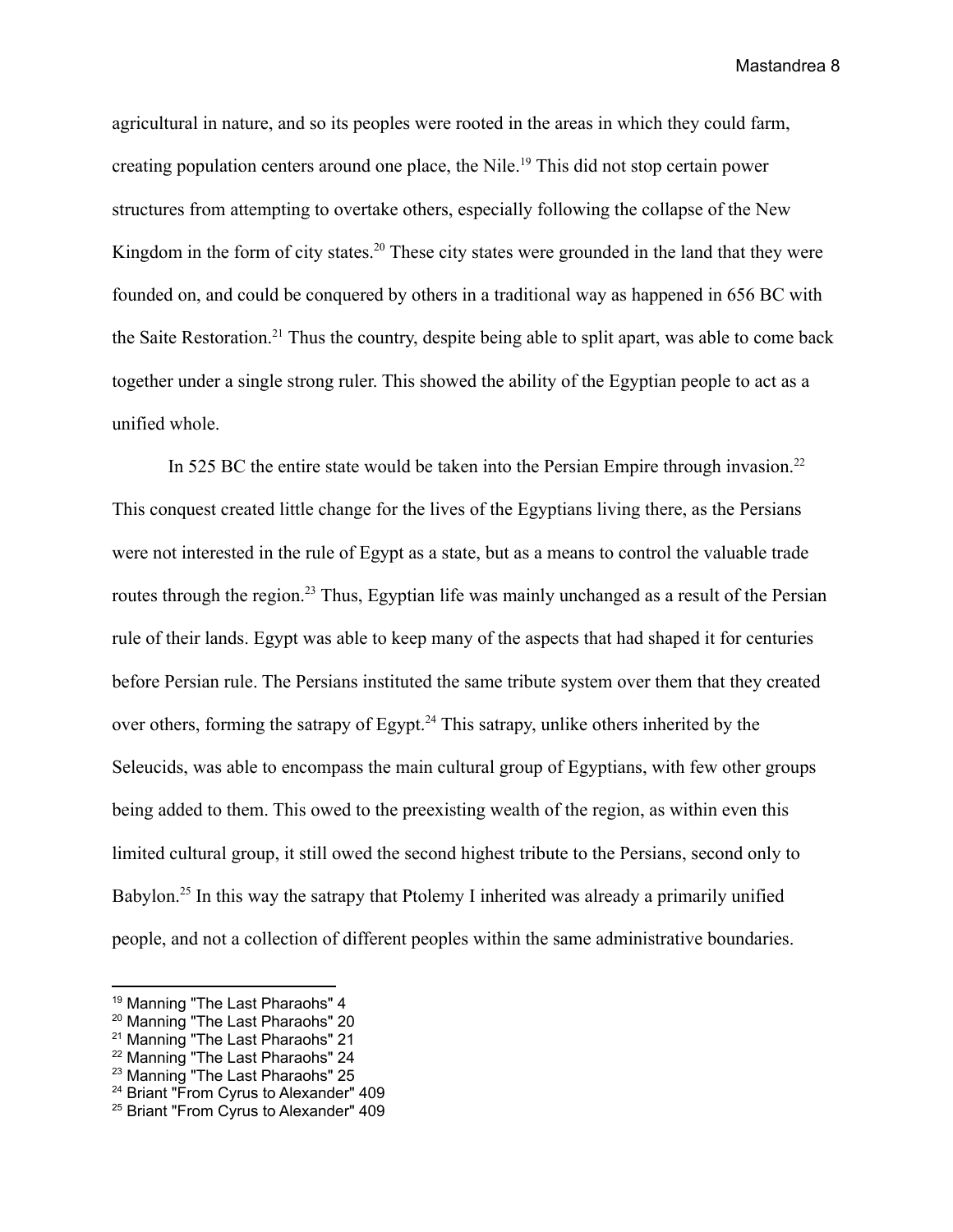agricultural in nature, and so its peoples were rooted in the areas in which they could farm, creating population centers around one place, the Nile.[19] This did not stop certain power structures from attempting to overtake others, especially following the collapse of the New Kingdom in the form of city states.[20] These city states were grounded in the land that they were founded on, and could be conquered by others in a traditional way as happened in 656 BC with the Saite Restoration.[21] Thus the country, despite being able to split apart, was able to come back together under a single strong ruler. This showed the ability of the Egyptian people to act as a unified whole.

In 525 BC the entire state would be taken into the Persian Empire through invasion.[22] This conquest created little change for the lives of the Egyptians living there, as the Persians were not interested in the rule of Egypt as a state, but as a means to control the valuable trade routes through the region.[23] Thus, Egyptian life was mainly unchanged as a result of the Persian rule of their lands. Egypt was able to keep many of the aspects that had shaped it for centuries before Persian rule. The Persians instituted the same tribute system over them that they created over others, forming the satrapy of Egypt.[24] This satrapy, unlike others inherited by the Seleucids, was able to encompass the main cultural group of Egyptians, with few other groups being added to them. This owed to the preexisting wealth of the region, as within even this limited cultural group, it still owed the second highest tribute to the Persians, second only to Babylon.[25] In this way the satrapy that Ptolemy I inherited was already a primarily unified people, and not a collection of different peoples within the same administrative boundaries.

---

[19] Manning "The Last Pharaohs" 4
[20] Manning "The Last Pharaohs" 20
[21] Manning "The Last Pharaohs" 21
[22] Manning "The Last Pharaohs" 24
[23] Manning "The Last Pharaohs" 25
[24] Briant "From Cyrus to Alexander" 409
[25] Briant "From Cyrus to Alexander" 409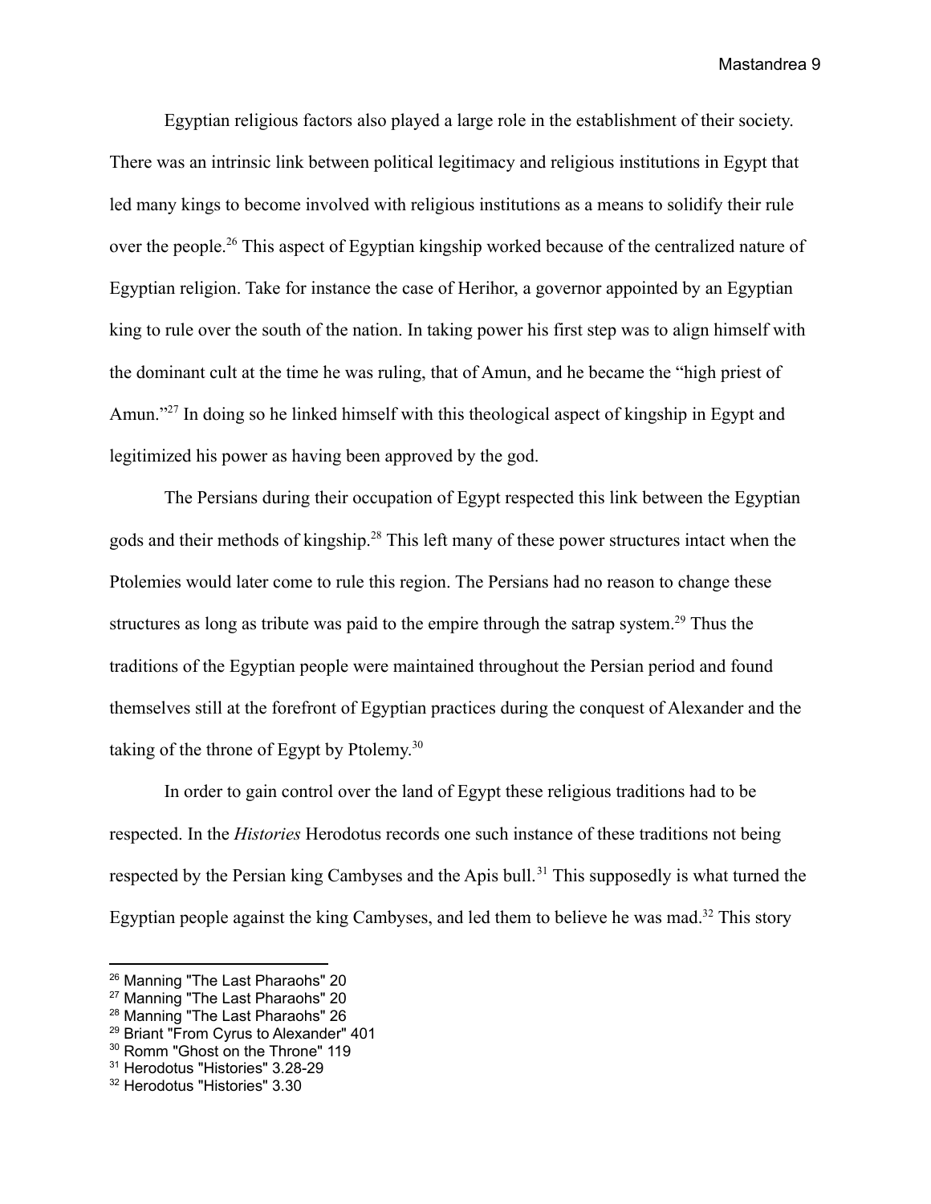Egyptian religious factors also played a large role in the establishment of their society. There was an intrinsic link between political legitimacy and religious institutions in Egypt that led many kings to become involved with religious institutions as a means to solidify their rule over the people.[26] This aspect of Egyptian kingship worked because of the centralized nature of Egyptian religion. Take for instance the case of Herihor, a governor appointed by an Egyptian king to rule over the south of the nation. In taking power his first step was to align himself with the dominant cult at the time he was ruling, that of Amun, and he became the "high priest of Amun."[27] In doing so he linked himself with this theological aspect of kingship in Egypt and legitimized his power as having been approved by the god.

The Persians during their occupation of Egypt respected this link between the Egyptian gods and their methods of kingship.[28] This left many of these power structures intact when the Ptolemies would later come to rule this region. The Persians had no reason to change these structures as long as tribute was paid to the empire through the satrap system.[29] Thus the traditions of the Egyptian people were maintained throughout the Persian period and found themselves still at the forefront of Egyptian practices during the conquest of Alexander and the taking of the throne of Egypt by Ptolemy.[30]

In order to gain control over the land of Egypt these religious traditions had to be respected. In the *Histories* Herodotus records one such instance of these traditions not being respected by the Persian king Cambyses and the Apis bull.[31] This supposedly is what turned the Egyptian people against the king Cambyses, and led them to believe he was mad.[32] This story

---

[26] Manning "The Last Pharaohs" 20
[27] Manning "The Last Pharaohs" 20
[28] Manning "The Last Pharaohs" 26
[29] Briant "From Cyrus to Alexander" 401
[30] Romm "Ghost on the Throne" 119
[31] Herodotus "Histories" 3.28-29
[32] Herodotus "Histories" 3.30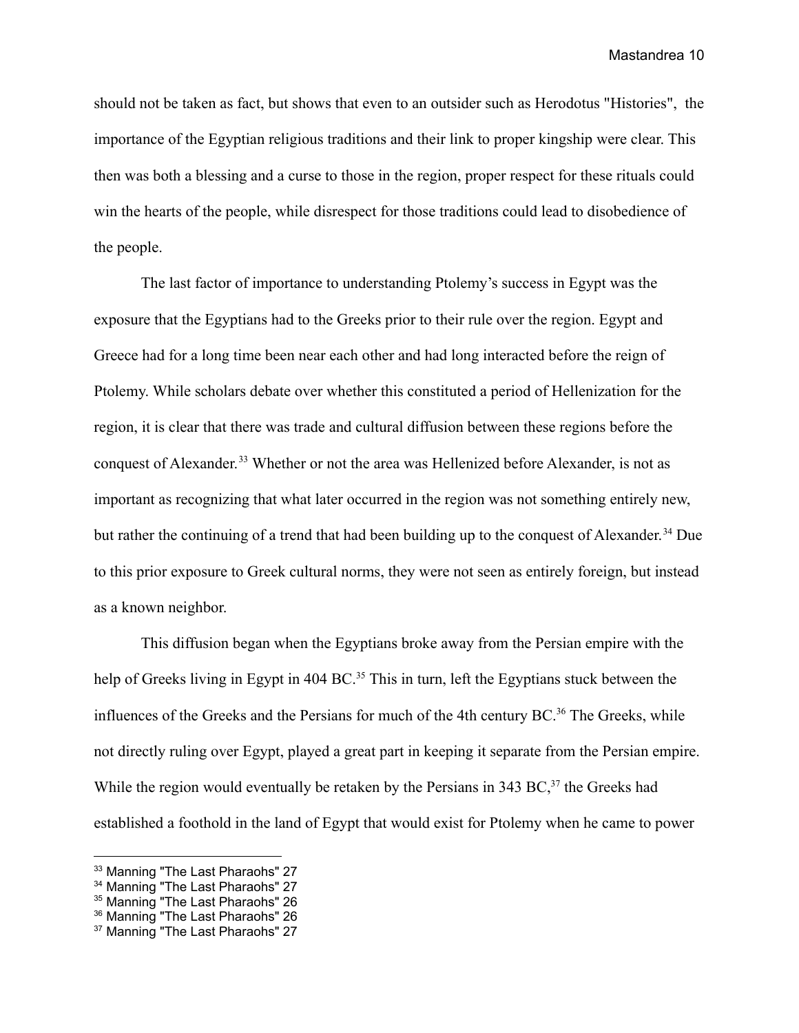should not be taken as fact, but shows that even to an outsider such as Herodotus "Histories", the importance of the Egyptian religious traditions and their link to proper kingship were clear. This then was both a blessing and a curse to those in the region, proper respect for these rituals could win the hearts of the people, while disrespect for those traditions could lead to disobedience of the people.

The last factor of importance to understanding Ptolemy's success in Egypt was the exposure that the Egyptians had to the Greeks prior to their rule over the region. Egypt and Greece had for a long time been near each other and had long interacted before the reign of Ptolemy. While scholars debate over whether this constituted a period of Hellenization for the region, it is clear that there was trade and cultural diffusion between these regions before the conquest of Alexander.[33] Whether or not the area was Hellenized before Alexander, is not as important as recognizing that what later occurred in the region was not something entirely new, but rather the continuing of a trend that had been building up to the conquest of Alexander.[34] Due to this prior exposure to Greek cultural norms, they were not seen as entirely foreign, but instead as a known neighbor.

This diffusion began when the Egyptians broke away from the Persian empire with the help of Greeks living in Egypt in 404 BC.[35] This in turn, left the Egyptians stuck between the influences of the Greeks and the Persians for much of the 4th century BC.[36] The Greeks, while not directly ruling over Egypt, played a great part in keeping it separate from the Persian empire. While the region would eventually be retaken by the Persians in 343 BC,[37] the Greeks had established a foothold in the land of Egypt that would exist for Ptolemy when he came to power

---

[33] Manning "The Last Pharaohs" 27

[34] Manning "The Last Pharaohs" 27

[35] Manning "The Last Pharaohs" 26

[36] Manning "The Last Pharaohs" 26

[37] Manning "The Last Pharaohs" 27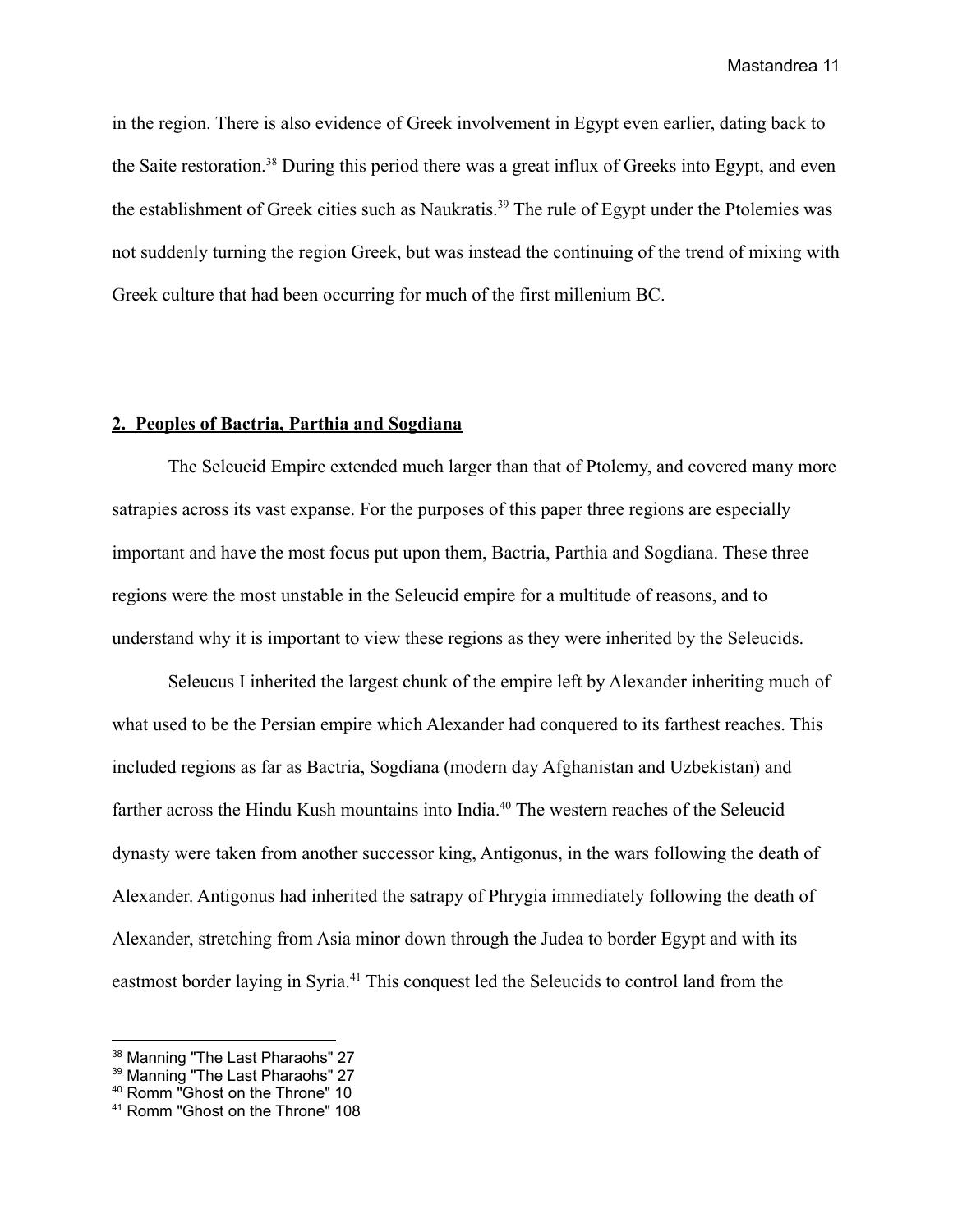in the region. There is also evidence of Greek involvement in Egypt even earlier, dating back to the Saite restoration.[38] During this period there was a great influx of Greeks into Egypt, and even the establishment of Greek cities such as Naukratis.[39] The rule of Egypt under the Ptolemies was not suddenly turning the region Greek, but was instead the continuing of the trend of mixing with Greek culture that had been occurring for much of the first millenium BC.

## 2. Peoples of Bactria, Parthia and Sogdiana

The Seleucid Empire extended much larger than that of Ptolemy, and covered many more satrapies across its vast expanse. For the purposes of this paper three regions are especially important and have the most focus put upon them, Bactria, Parthia and Sogdiana. These three regions were the most unstable in the Seleucid empire for a multitude of reasons, and to understand why it is important to view these regions as they were inherited by the Seleucids.

Seleucus I inherited the largest chunk of the empire left by Alexander inheriting much of what used to be the Persian empire which Alexander had conquered to its farthest reaches. This included regions as far as Bactria, Sogdiana (modern day Afghanistan and Uzbekistan) and farther across the Hindu Kush mountains into India.[40] The western reaches of the Seleucid dynasty were taken from another successor king, Antigonus, in the wars following the death of Alexander. Antigonus had inherited the satrapy of Phrygia immediately following the death of Alexander, stretching from Asia minor down through the Judea to border Egypt and with its eastmost border laying in Syria.[41] This conquest led the Seleucids to control land from the

[38] Manning "The Last Pharaohs" 27
[39] Manning "The Last Pharaohs" 27
[40] Romm "Ghost on the Throne" 10
[41] Romm "Ghost on the Throne" 108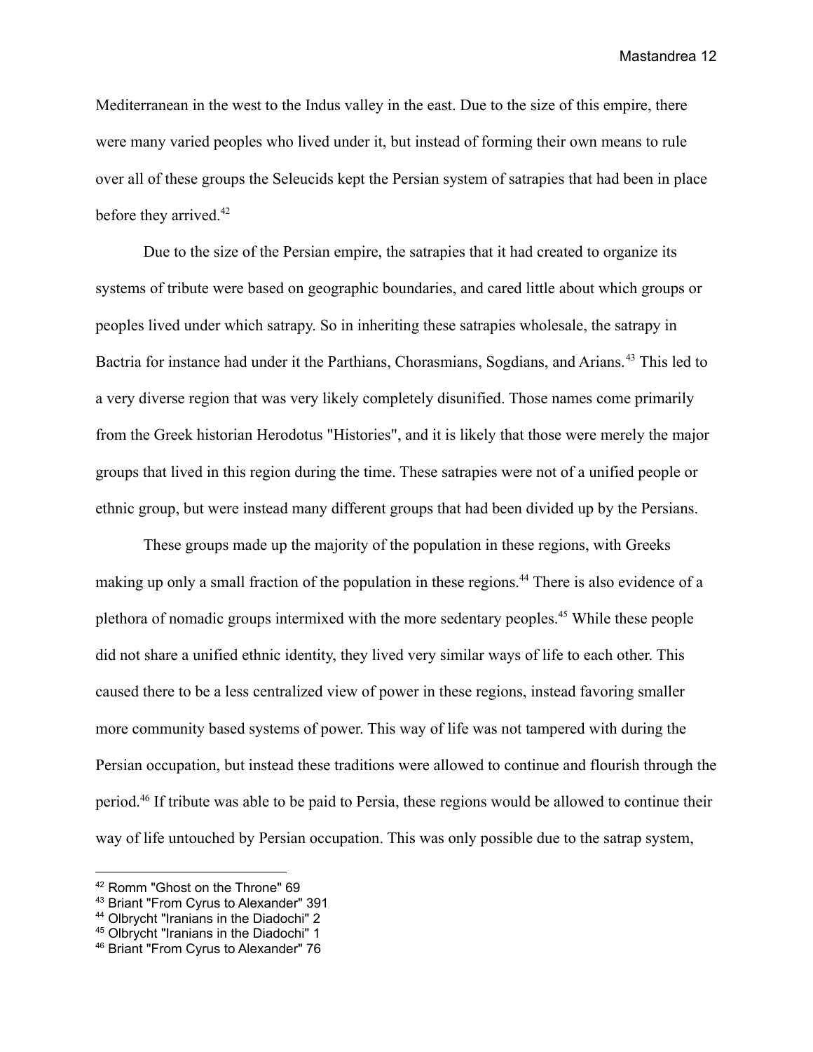Mediterranean in the west to the Indus valley in the east. Due to the size of this empire, there were many varied peoples who lived under it, but instead of forming their own means to rule over all of these groups the Seleucids kept the Persian system of satrapies that had been in place before they arrived.[42]

Due to the size of the Persian empire, the satrapies that it had created to organize its systems of tribute were based on geographic boundaries, and cared little about which groups or peoples lived under which satrapy. So in inheriting these satrapies wholesale, the satrapy in Bactria for instance had under it the Parthians, Chorasmians, Sogdians, and Arians.[43] This led to a very diverse region that was very likely completely disunified. Those names come primarily from the Greek historian Herodotus "Histories", and it is likely that those were merely the major groups that lived in this region during the time. These satrapies were not of a unified people or ethnic group, but were instead many different groups that had been divided up by the Persians.

These groups made up the majority of the population in these regions, with Greeks making up only a small fraction of the population in these regions.[44] There is also evidence of a plethora of nomadic groups intermixed with the more sedentary peoples.[45] While these people did not share a unified ethnic identity, they lived very similar ways of life to each other. This caused there to be a less centralized view of power in these regions, instead favoring smaller more community based systems of power. This way of life was not tampered with during the Persian occupation, but instead these traditions were allowed to continue and flourish through the period.[46] If tribute was able to be paid to Persia, these regions would be allowed to continue their way of life untouched by Persian occupation. This was only possible due to the satrap system,

---

[42] Romm "Ghost on the Throne" 69

[43] Briant "From Cyrus to Alexander" 391

[44] Olbrycht "Iranians in the Diadochi" 2

[45] Olbrycht "Iranians in the Diadochi" 1

[46] Briant "From Cyrus to Alexander" 76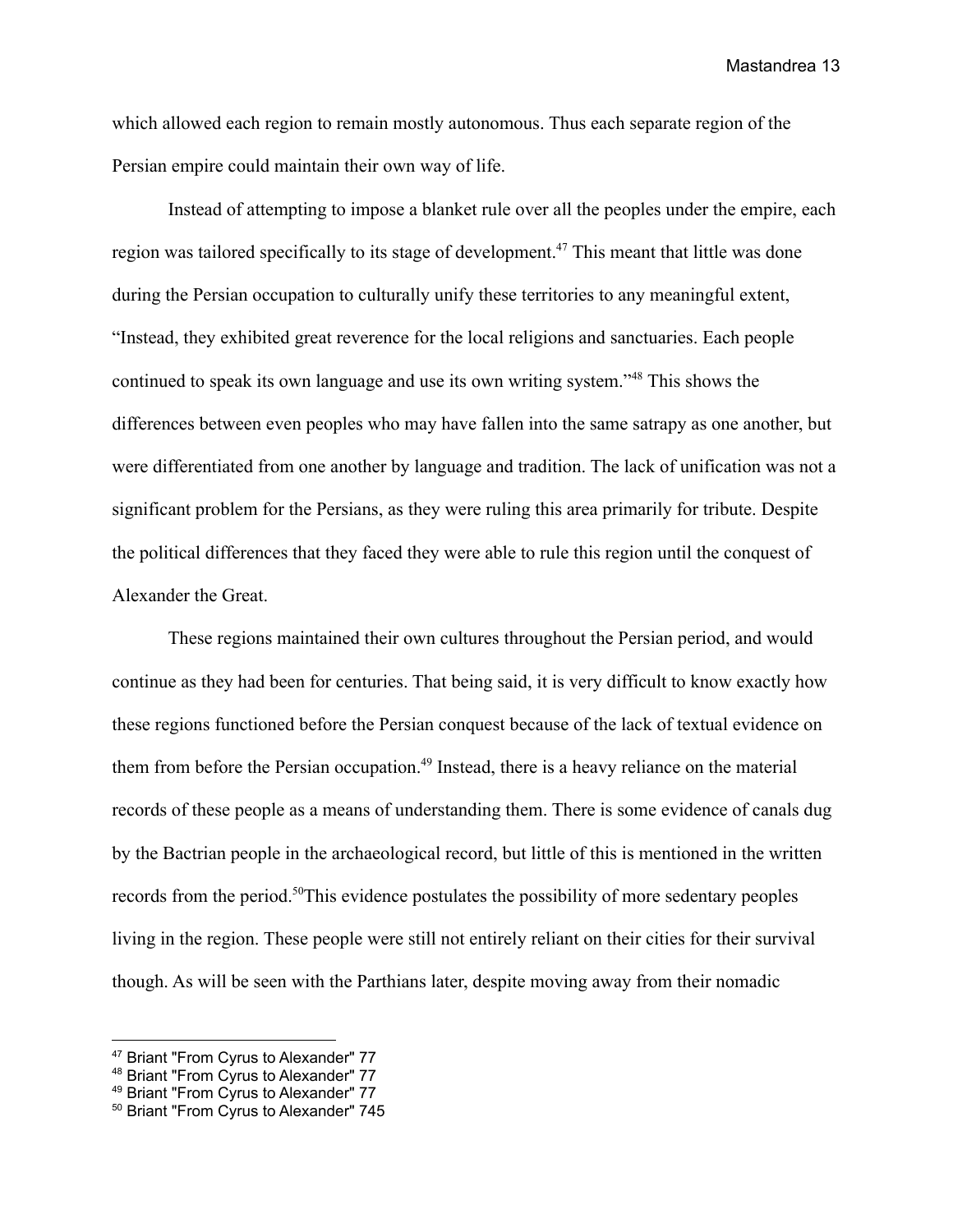which allowed each region to remain mostly autonomous. Thus each separate region of the Persian empire could maintain their own way of life.

Instead of attempting to impose a blanket rule over all the peoples under the empire, each region was tailored specifically to its stage of development.[47] This meant that little was done during the Persian occupation to culturally unify these territories to any meaningful extent, "Instead, they exhibited great reverence for the local religions and sanctuaries. Each people continued to speak its own language and use its own writing system."[48] This shows the differences between even peoples who may have fallen into the same satrapy as one another, but were differentiated from one another by language and tradition. The lack of unification was not a significant problem for the Persians, as they were ruling this area primarily for tribute. Despite the political differences that they faced they were able to rule this region until the conquest of Alexander the Great.

These regions maintained their own cultures throughout the Persian period, and would continue as they had been for centuries. That being said, it is very difficult to know exactly how these regions functioned before the Persian conquest because of the lack of textual evidence on them from before the Persian occupation.[49] Instead, there is a heavy reliance on the material records of these people as a means of understanding them. There is some evidence of canals dug by the Bactrian people in the archaeological record, but little of this is mentioned in the written records from the period.[50]This evidence postulates the possibility of more sedentary peoples living in the region. These people were still not entirely reliant on their cities for their survival though. As will be seen with the Parthians later, despite moving away from their nomadic

---

[47] Briant "From Cyrus to Alexander" 77

[48] Briant "From Cyrus to Alexander" 77

[49] Briant "From Cyrus to Alexander" 77

[50] Briant "From Cyrus to Alexander" 745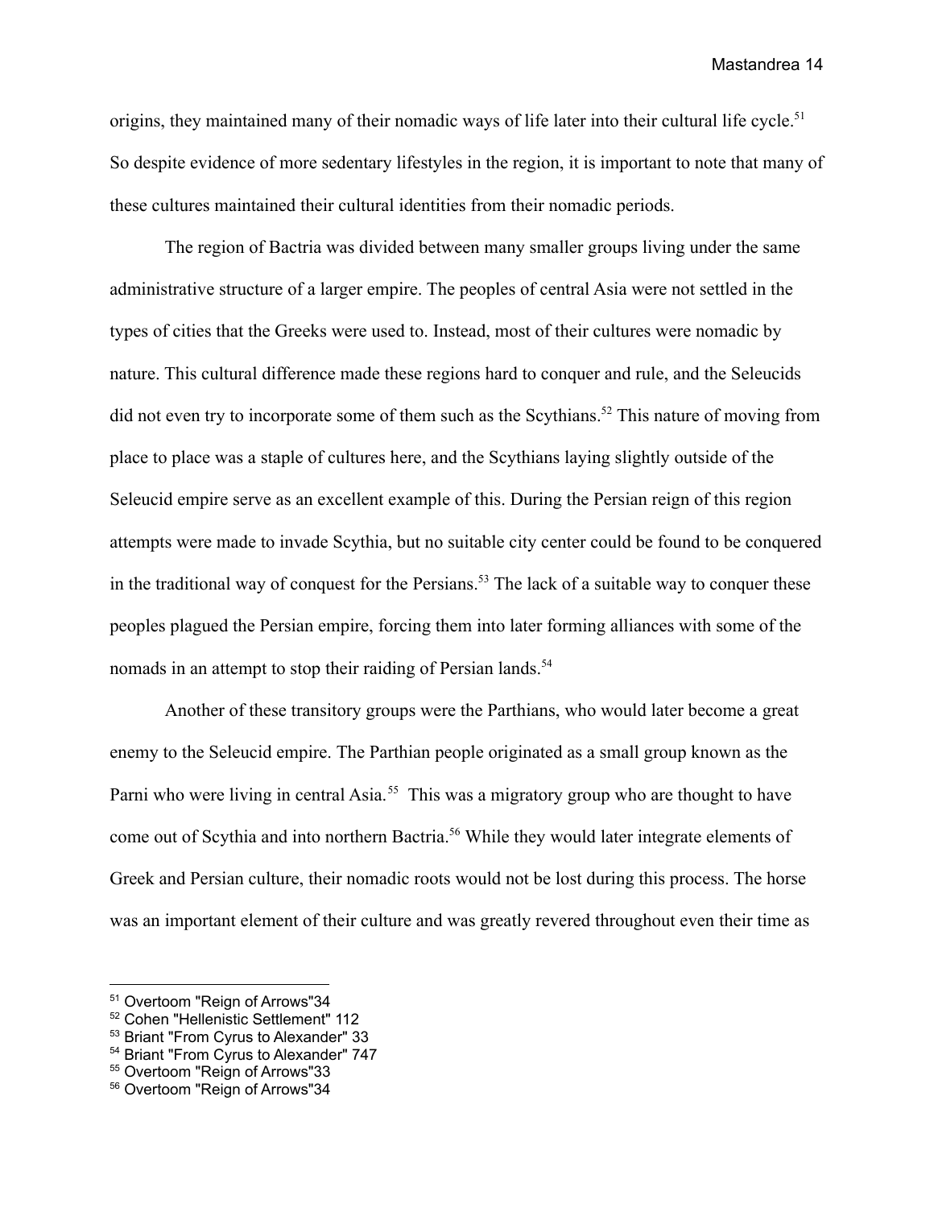origins, they maintained many of their nomadic ways of life later into their cultural life cycle.[51] So despite evidence of more sedentary lifestyles in the region, it is important to note that many of these cultures maintained their cultural identities from their nomadic periods.

The region of Bactria was divided between many smaller groups living under the same administrative structure of a larger empire. The peoples of central Asia were not settled in the types of cities that the Greeks were used to. Instead, most of their cultures were nomadic by nature. This cultural difference made these regions hard to conquer and rule, and the Seleucids did not even try to incorporate some of them such as the Scythians.[52] This nature of moving from place to place was a staple of cultures here, and the Scythians laying slightly outside of the Seleucid empire serve as an excellent example of this. During the Persian reign of this region attempts were made to invade Scythia, but no suitable city center could be found to be conquered in the traditional way of conquest for the Persians.[53] The lack of a suitable way to conquer these peoples plagued the Persian empire, forcing them into later forming alliances with some of the nomads in an attempt to stop their raiding of Persian lands.[54]

Another of these transitory groups were the Parthians, who would later become a great enemy to the Seleucid empire. The Parthian people originated as a small group known as the Parni who were living in central Asia.[55] This was a migratory group who are thought to have come out of Scythia and into northern Bactria.[56] While they would later integrate elements of Greek and Persian culture, their nomadic roots would not be lost during this process. The horse was an important element of their culture and was greatly revered throughout even their time as

---

[51] Overtoom "Reign of Arrows"34
[52] Cohen "Hellenistic Settlement" 112
[53] Briant "From Cyrus to Alexander" 33
[54] Briant "From Cyrus to Alexander" 747
[55] Overtoom "Reign of Arrows"33
[56] Overtoom "Reign of Arrows"34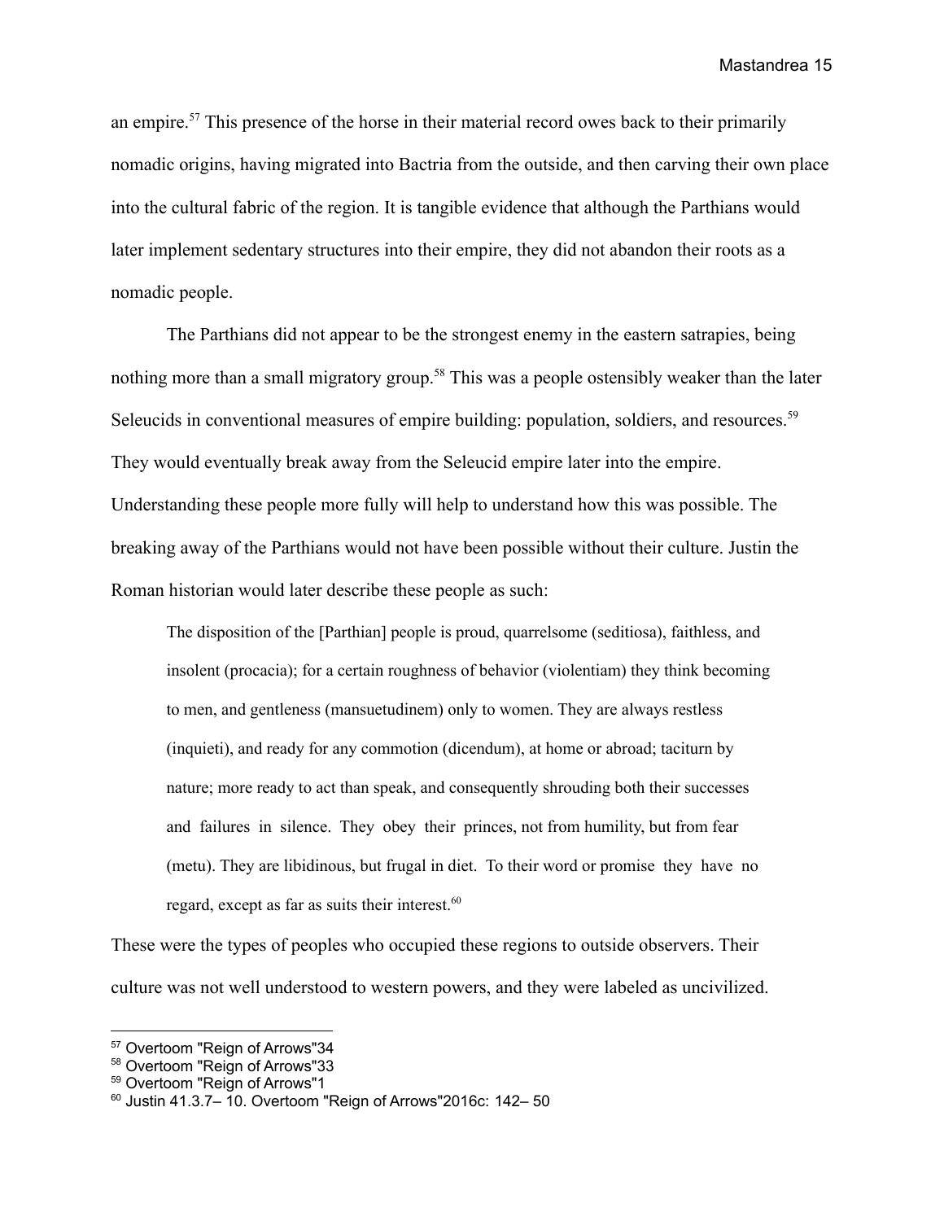an empire.[57] This presence of the horse in their material record owes back to their primarily nomadic origins, having migrated into Bactria from the outside, and then carving their own place into the cultural fabric of the region. It is tangible evidence that although the Parthians would later implement sedentary structures into their empire, they did not abandon their roots as a nomadic people.

The Parthians did not appear to be the strongest enemy in the eastern satrapies, being nothing more than a small migratory group.[58] This was a people ostensibly weaker than the later Seleucids in conventional measures of empire building: population, soldiers, and resources.[59] They would eventually break away from the Seleucid empire later into the empire. Understanding these people more fully will help to understand how this was possible. The breaking away of the Parthians would not have been possible without their culture. Justin the Roman historian would later describe these people as such:

> The disposition of the [Parthian] people is proud, quarrelsome (seditiosa), faithless, and insolent (procacia); for a certain roughness of behavior (violentiam) they think becoming to men, and gentleness (mansuetudinem) only to women. They are always restless (inquieti), and ready for any commotion (dicendum), at home or abroad; taciturn by nature; more ready to act than speak, and consequently shrouding both their successes and failures in silence. They obey their princes, not from humility, but from fear (metu). They are libidinous, but frugal in diet. To their word or promise they have no regard, except as far as suits their interest.[60]

These were the types of peoples who occupied these regions to outside observers. Their culture was not well understood to western powers, and they were labeled as uncivilized.

---

[57] Overtoom "Reign of Arrows"34

[58] Overtoom "Reign of Arrows"33

[59] Overtoom "Reign of Arrows"1

[60] Justin 41.3.7– 10. Overtoom "Reign of Arrows"2016c: 142– 50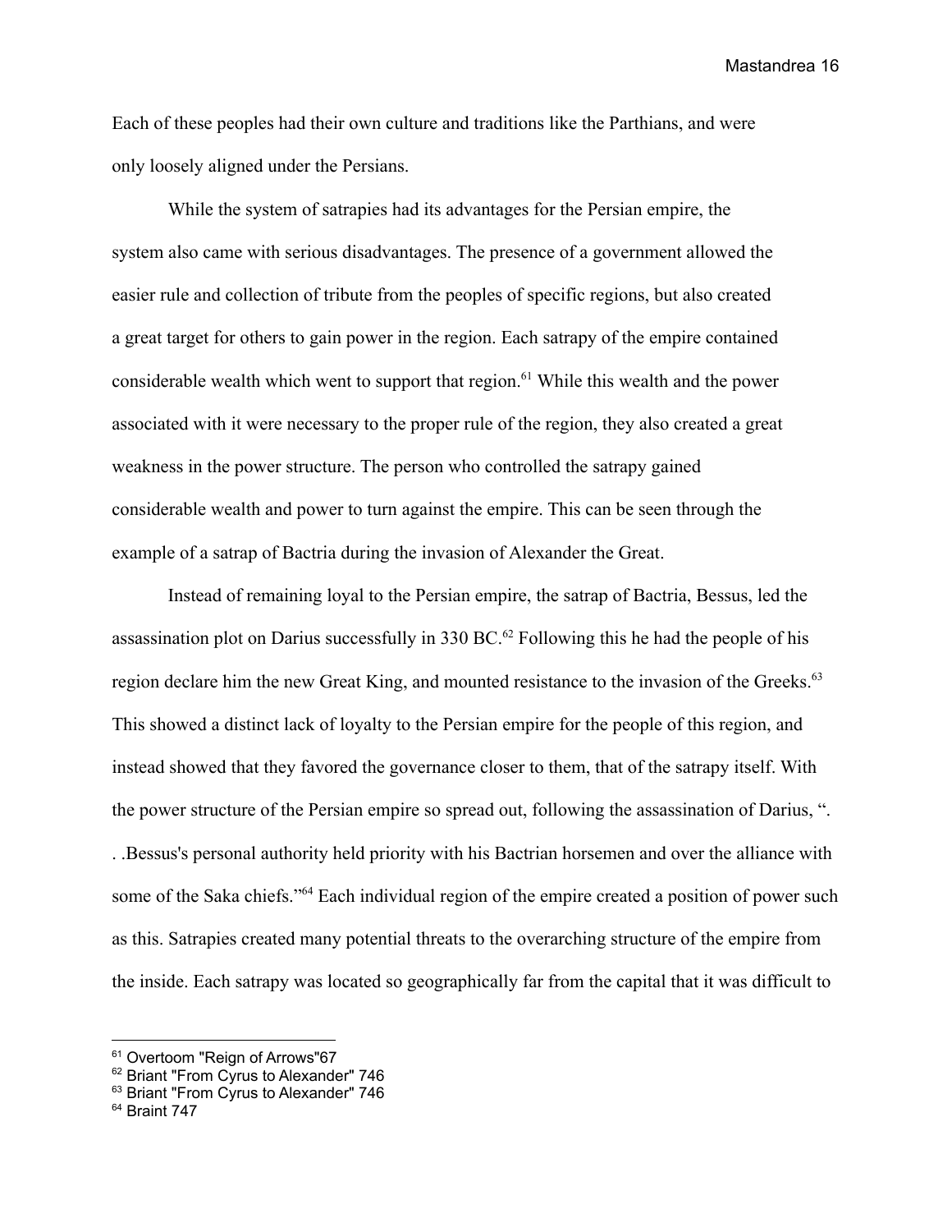Each of these peoples had their own culture and traditions like the Parthians, and were only loosely aligned under the Persians.

While the system of satrapies had its advantages for the Persian empire, the system also came with serious disadvantages. The presence of a government allowed the easier rule and collection of tribute from the peoples of specific regions, but also created a great target for others to gain power in the region. Each satrapy of the empire contained considerable wealth which went to support that region.[61] While this wealth and the power associated with it were necessary to the proper rule of the region, they also created a great weakness in the power structure. The person who controlled the satrapy gained considerable wealth and power to turn against the empire. This can be seen through the example of a satrap of Bactria during the invasion of Alexander the Great.

Instead of remaining loyal to the Persian empire, the satrap of Bactria, Bessus, led the assassination plot on Darius successfully in 330 BC.[62] Following this he had the people of his region declare him the new Great King, and mounted resistance to the invasion of the Greeks.[63] This showed a distinct lack of loyalty to the Persian empire for the people of this region, and instead showed that they favored the governance closer to them, that of the satrapy itself. With the power structure of the Persian empire so spread out, following the assassination of Darius, ". . .Bessus's personal authority held priority with his Bactrian horsemen and over the alliance with some of the Saka chiefs."[64] Each individual region of the empire created a position of power such as this. Satrapies created many potential threats to the overarching structure of the empire from the inside. Each satrapy was located so geographically far from the capital that it was difficult to

---

[61] Overtoom "Reign of Arrows"67

[62] Briant "From Cyrus to Alexander" 746

[63] Briant "From Cyrus to Alexander" 746

[64] Braint 747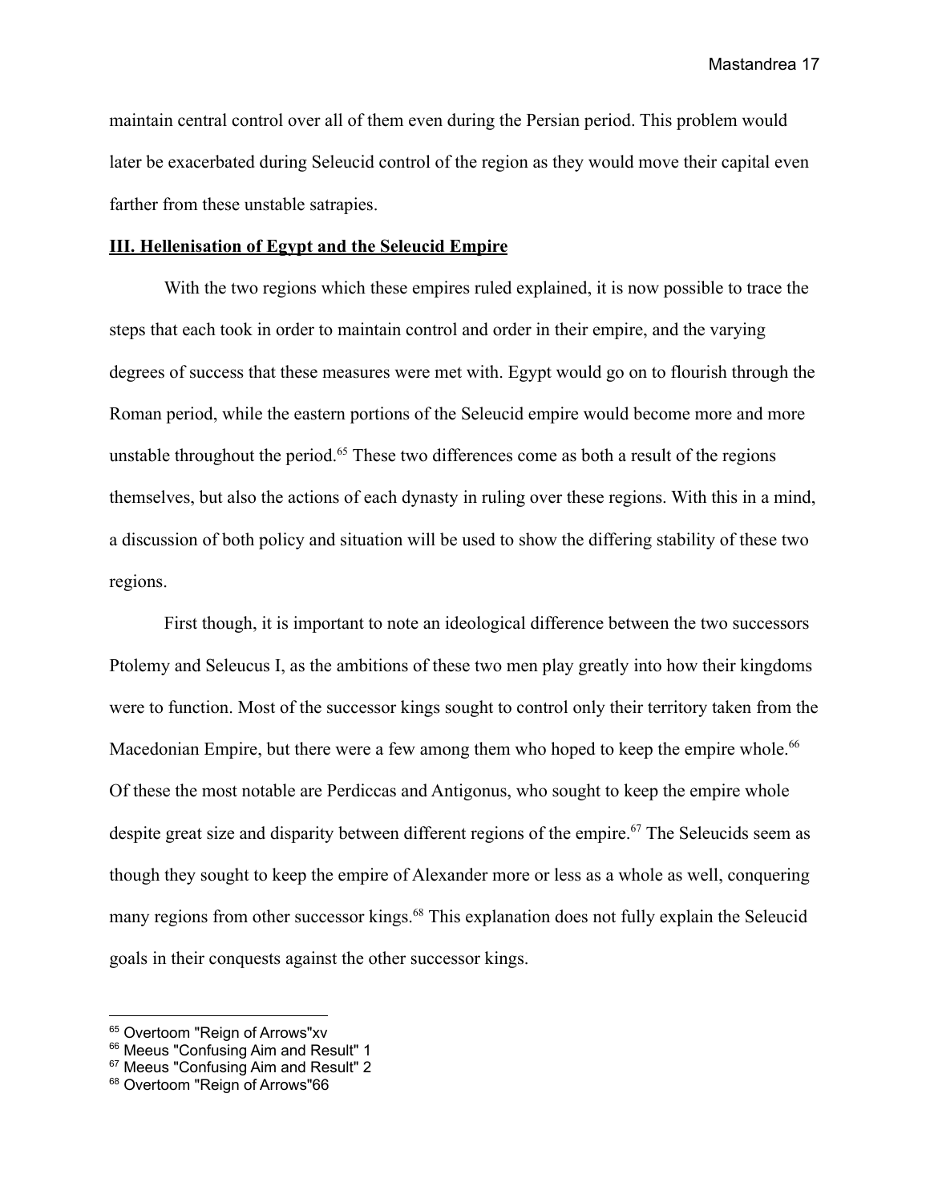maintain central control over all of them even during the Persian period. This problem would later be exacerbated during Seleucid control of the region as they would move their capital even farther from these unstable satrapies.

## **III. Hellenisation of Egypt and the Seleucid Empire**

With the two regions which these empires ruled explained, it is now possible to trace the steps that each took in order to maintain control and order in their empire, and the varying degrees of success that these measures were met with. Egypt would go on to flourish through the Roman period, while the eastern portions of the Seleucid empire would become more and more unstable throughout the period.[65] These two differences come as both a result of the regions themselves, but also the actions of each dynasty in ruling over these regions. With this in a mind, a discussion of both policy and situation will be used to show the differing stability of these two regions.

First though, it is important to note an ideological difference between the two successors Ptolemy and Seleucus I, as the ambitions of these two men play greatly into how their kingdoms were to function. Most of the successor kings sought to control only their territory taken from the Macedonian Empire, but there were a few among them who hoped to keep the empire whole.[66] Of these the most notable are Perdiccas and Antigonus, who sought to keep the empire whole despite great size and disparity between different regions of the empire.[67] The Seleucids seem as though they sought to keep the empire of Alexander more or less as a whole as well, conquering many regions from other successor kings.[68] This explanation does not fully explain the Seleucid goals in their conquests against the other successor kings.

---

[65] Overtoom "Reign of Arrows"xv

[66] Meeus "Confusing Aim and Result" 1

[67] Meeus "Confusing Aim and Result" 2

[68] Overtoom "Reign of Arrows"66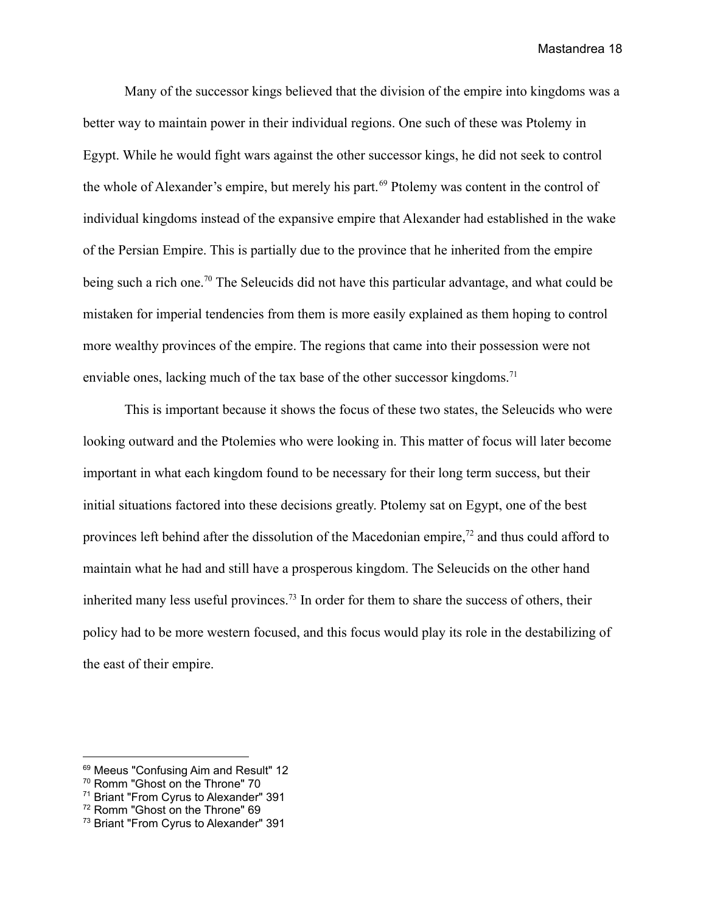Many of the successor kings believed that the division of the empire into kingdoms was a better way to maintain power in their individual regions. One such of these was Ptolemy in Egypt. While he would fight wars against the other successor kings, he did not seek to control the whole of Alexander's empire, but merely his part.[69] Ptolemy was content in the control of individual kingdoms instead of the expansive empire that Alexander had established in the wake of the Persian Empire. This is partially due to the province that he inherited from the empire being such a rich one.[70] The Seleucids did not have this particular advantage, and what could be mistaken for imperial tendencies from them is more easily explained as them hoping to control more wealthy provinces of the empire. The regions that came into their possession were not enviable ones, lacking much of the tax base of the other successor kingdoms.[71]

This is important because it shows the focus of these two states, the Seleucids who were looking outward and the Ptolemies who were looking in. This matter of focus will later become important in what each kingdom found to be necessary for their long term success, but their initial situations factored into these decisions greatly. Ptolemy sat on Egypt, one of the best provinces left behind after the dissolution of the Macedonian empire,[72] and thus could afford to maintain what he had and still have a prosperous kingdom. The Seleucids on the other hand inherited many less useful provinces.[73] In order for them to share the success of others, their policy had to be more western focused, and this focus would play its role in the destabilizing of the east of their empire.

---

[69] Meeus "Confusing Aim and Result" 12

[70] Romm "Ghost on the Throne" 70

[71] Briant "From Cyrus to Alexander" 391

[72] Romm "Ghost on the Throne" 69

[73] Briant "From Cyrus to Alexander" 391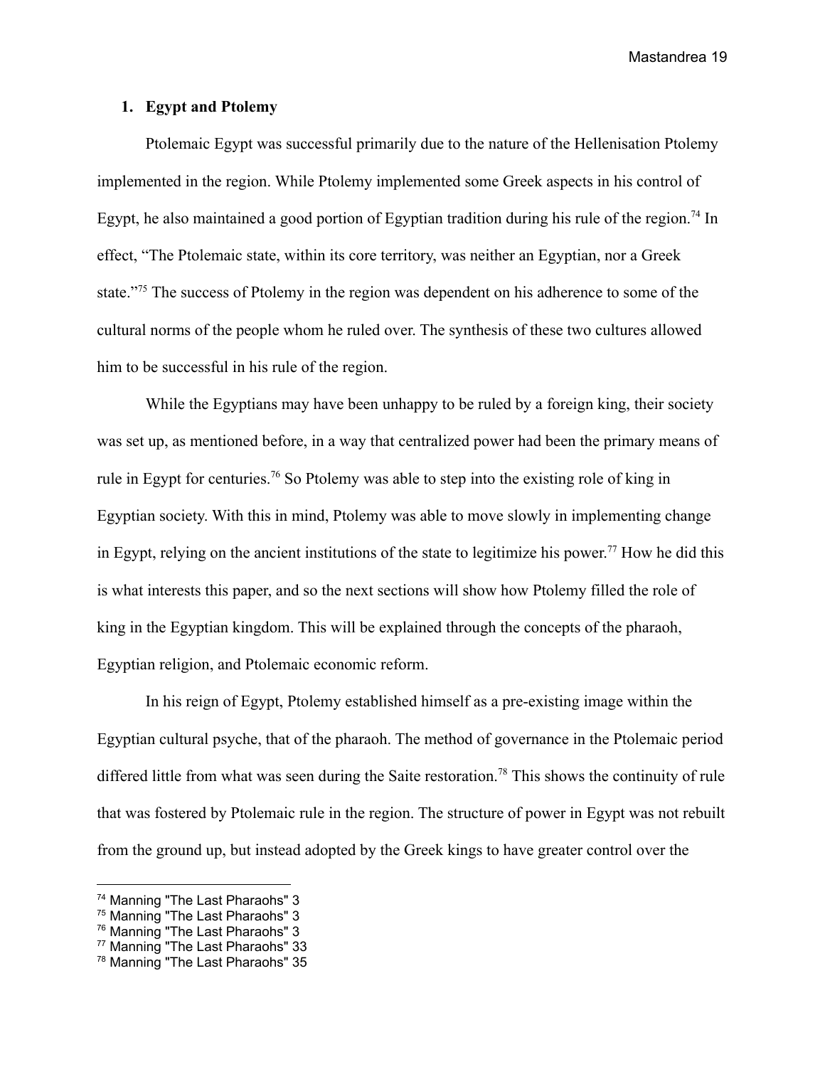## 1. Egypt and Ptolemy

Ptolemaic Egypt was successful primarily due to the nature of the Hellenisation Ptolemy implemented in the region. While Ptolemy implemented some Greek aspects in his control of Egypt, he also maintained a good portion of Egyptian tradition during his rule of the region.[74] In effect, "The Ptolemaic state, within its core territory, was neither an Egyptian, nor a Greek state."[75] The success of Ptolemy in the region was dependent on his adherence to some of the cultural norms of the people whom he ruled over. The synthesis of these two cultures allowed him to be successful in his rule of the region.

While the Egyptians may have been unhappy to be ruled by a foreign king, their society was set up, as mentioned before, in a way that centralized power had been the primary means of rule in Egypt for centuries.[76] So Ptolemy was able to step into the existing role of king in Egyptian society. With this in mind, Ptolemy was able to move slowly in implementing change in Egypt, relying on the ancient institutions of the state to legitimize his power.[77] How he did this is what interests this paper, and so the next sections will show how Ptolemy filled the role of king in the Egyptian kingdom. This will be explained through the concepts of the pharaoh, Egyptian religion, and Ptolemaic economic reform.

In his reign of Egypt, Ptolemy established himself as a pre-existing image within the Egyptian cultural psyche, that of the pharaoh. The method of governance in the Ptolemaic period differed little from what was seen during the Saite restoration.[78] This shows the continuity of rule that was fostered by Ptolemaic rule in the region. The structure of power in Egypt was not rebuilt from the ground up, but instead adopted by the Greek kings to have greater control over the

---

[74] Manning "The Last Pharaohs" 3
[75] Manning "The Last Pharaohs" 3
[76] Manning "The Last Pharaohs" 3
[77] Manning "The Last Pharaohs" 33
[78] Manning "The Last Pharaohs" 35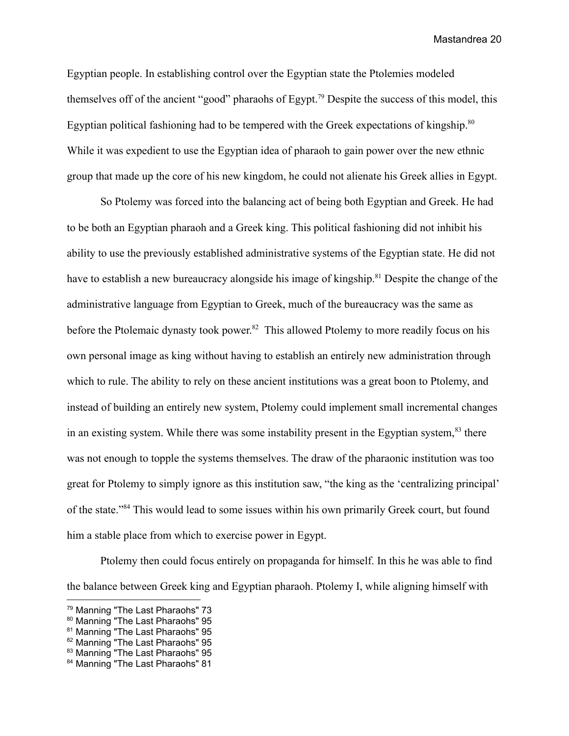Egyptian people. In establishing control over the Egyptian state the Ptolemies modeled themselves off of the ancient "good" pharaohs of Egypt.[79] Despite the success of this model, this Egyptian political fashioning had to be tempered with the Greek expectations of kingship.[80] While it was expedient to use the Egyptian idea of pharaoh to gain power over the new ethnic group that made up the core of his new kingdom, he could not alienate his Greek allies in Egypt.

So Ptolemy was forced into the balancing act of being both Egyptian and Greek. He had to be both an Egyptian pharaoh and a Greek king. This political fashioning did not inhibit his ability to use the previously established administrative systems of the Egyptian state. He did not have to establish a new bureaucracy alongside his image of kingship.[81] Despite the change of the administrative language from Egyptian to Greek, much of the bureaucracy was the same as before the Ptolemaic dynasty took power.[82] This allowed Ptolemy to more readily focus on his own personal image as king without having to establish an entirely new administration through which to rule. The ability to rely on these ancient institutions was a great boon to Ptolemy, and instead of building an entirely new system, Ptolemy could implement small incremental changes in an existing system. While there was some instability present in the Egyptian system,[83] there was not enough to topple the systems themselves. The draw of the pharaonic institution was too great for Ptolemy to simply ignore as this institution saw, "the king as the 'centralizing principal' of the state."[84] This would lead to some issues within his own primarily Greek court, but found him a stable place from which to exercise power in Egypt.

Ptolemy then could focus entirely on propaganda for himself. In this he was able to find the balance between Greek king and Egyptian pharaoh. Ptolemy I, while aligning himself with

---

[79] Manning "The Last Pharaohs" 73
[80] Manning "The Last Pharaohs" 95
[81] Manning "The Last Pharaohs" 95
[82] Manning "The Last Pharaohs" 95
[83] Manning "The Last Pharaohs" 95
[84] Manning "The Last Pharaohs" 81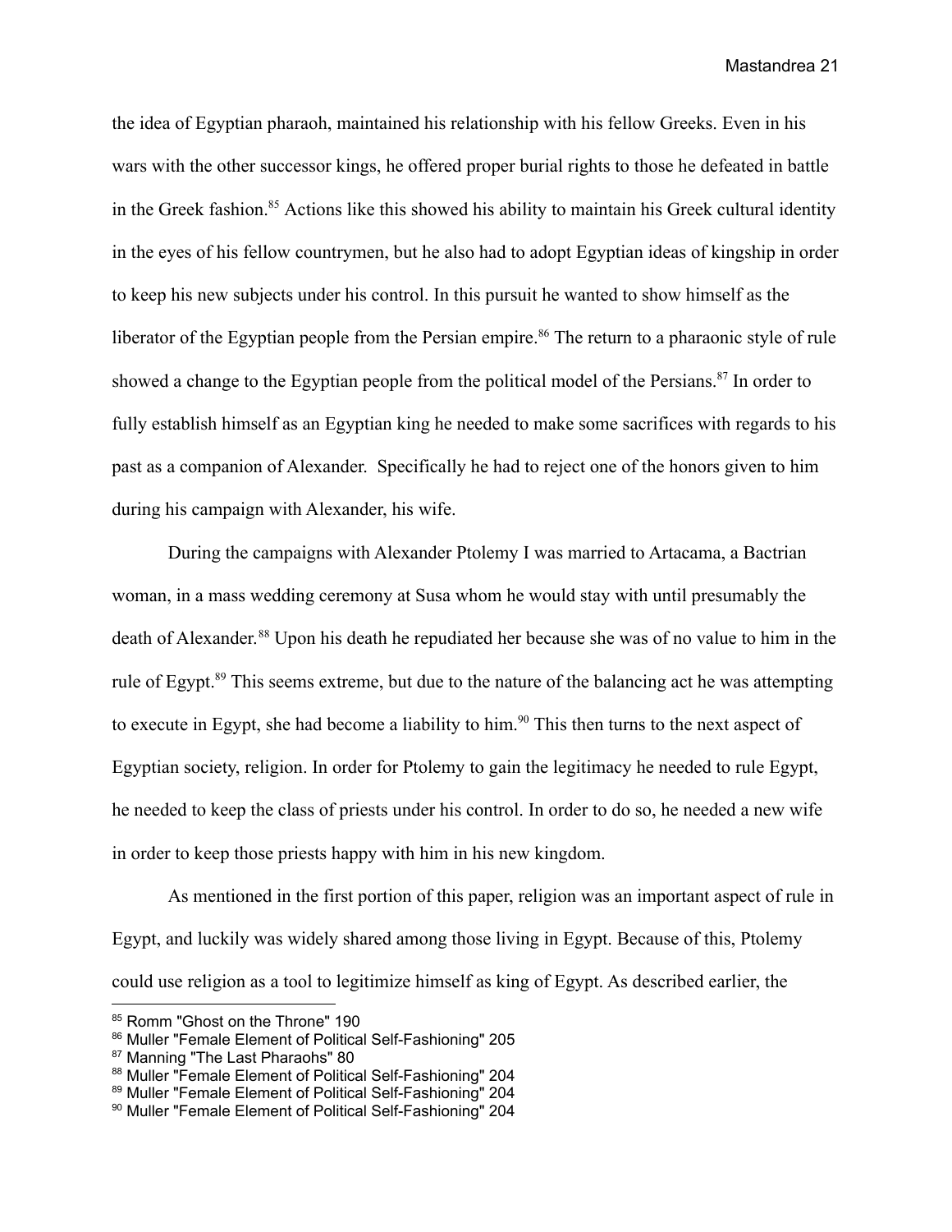the idea of Egyptian pharaoh, maintained his relationship with his fellow Greeks. Even in his wars with the other successor kings, he offered proper burial rights to those he defeated in battle in the Greek fashion.[85] Actions like this showed his ability to maintain his Greek cultural identity in the eyes of his fellow countrymen, but he also had to adopt Egyptian ideas of kingship in order to keep his new subjects under his control. In this pursuit he wanted to show himself as the liberator of the Egyptian people from the Persian empire.[86] The return to a pharaonic style of rule showed a change to the Egyptian people from the political model of the Persians.[87] In order to fully establish himself as an Egyptian king he needed to make some sacrifices with regards to his past as a companion of Alexander. Specifically he had to reject one of the honors given to him during his campaign with Alexander, his wife.

During the campaigns with Alexander Ptolemy I was married to Artacama, a Bactrian woman, in a mass wedding ceremony at Susa whom he would stay with until presumably the death of Alexander.[88] Upon his death he repudiated her because she was of no value to him in the rule of Egypt.[89] This seems extreme, but due to the nature of the balancing act he was attempting to execute in Egypt, she had become a liability to him.[90] This then turns to the next aspect of Egyptian society, religion. In order for Ptolemy to gain the legitimacy he needed to rule Egypt, he needed to keep the class of priests under his control. In order to do so, he needed a new wife in order to keep those priests happy with him in his new kingdom.

As mentioned in the first portion of this paper, religion was an important aspect of rule in Egypt, and luckily was widely shared among those living in Egypt. Because of this, Ptolemy could use religion as a tool to legitimize himself as king of Egypt. As described earlier, the

---

[85] Romm "Ghost on the Throne" 190
[86] Muller "Female Element of Political Self-Fashioning" 205
[87] Manning "The Last Pharaohs" 80
[88] Muller "Female Element of Political Self-Fashioning" 204
[89] Muller "Female Element of Political Self-Fashioning" 204
[90] Muller "Female Element of Political Self-Fashioning" 204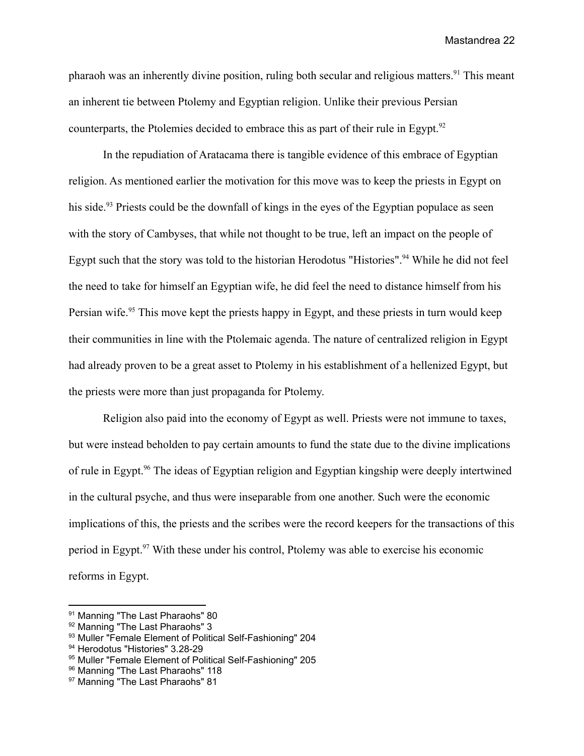pharaoh was an inherently divine position, ruling both secular and religious matters.[91] This meant an inherent tie between Ptolemy and Egyptian religion. Unlike their previous Persian counterparts, the Ptolemies decided to embrace this as part of their rule in Egypt.[92]

In the repudiation of Aratacama there is tangible evidence of this embrace of Egyptian religion. As mentioned earlier the motivation for this move was to keep the priests in Egypt on his side.[93] Priests could be the downfall of kings in the eyes of the Egyptian populace as seen with the story of Cambyses, that while not thought to be true, left an impact on the people of Egypt such that the story was told to the historian Herodotus "Histories".[94] While he did not feel the need to take for himself an Egyptian wife, he did feel the need to distance himself from his Persian wife.[95] This move kept the priests happy in Egypt, and these priests in turn would keep their communities in line with the Ptolemaic agenda. The nature of centralized religion in Egypt had already proven to be a great asset to Ptolemy in his establishment of a hellenized Egypt, but the priests were more than just propaganda for Ptolemy.

Religion also paid into the economy of Egypt as well. Priests were not immune to taxes, but were instead beholden to pay certain amounts to fund the state due to the divine implications of rule in Egypt.[96] The ideas of Egyptian religion and Egyptian kingship were deeply intertwined in the cultural psyche, and thus were inseparable from one another. Such were the economic implications of this, the priests and the scribes were the record keepers for the transactions of this period in Egypt.[97] With these under his control, Ptolemy was able to exercise his economic reforms in Egypt.

---

[91] Manning "The Last Pharaohs" 80
[92] Manning "The Last Pharaohs" 3
[93] Muller "Female Element of Political Self-Fashioning" 204
[94] Herodotus "Histories" 3.28-29
[95] Muller "Female Element of Political Self-Fashioning" 205
[96] Manning "The Last Pharaohs" 118
[97] Manning "The Last Pharaohs" 81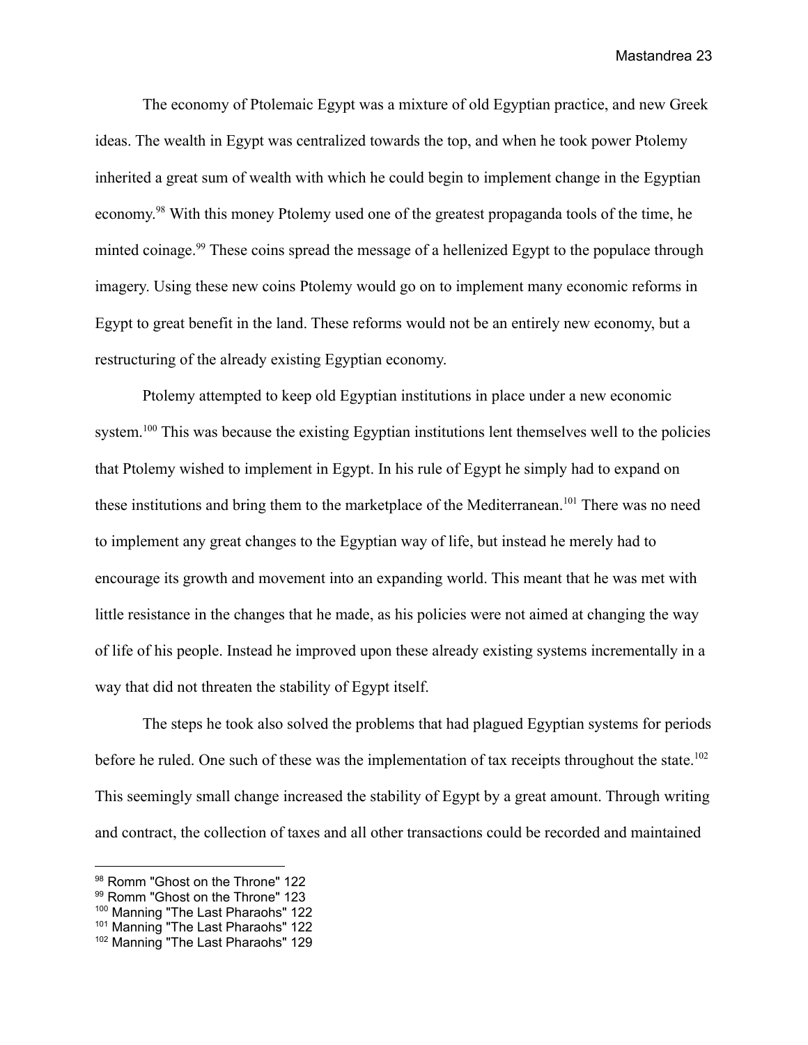The economy of Ptolemaic Egypt was a mixture of old Egyptian practice, and new Greek ideas. The wealth in Egypt was centralized towards the top, and when he took power Ptolemy inherited a great sum of wealth with which he could begin to implement change in the Egyptian economy.[98] With this money Ptolemy used one of the greatest propaganda tools of the time, he minted coinage.[99] These coins spread the message of a hellenized Egypt to the populace through imagery. Using these new coins Ptolemy would go on to implement many economic reforms in Egypt to great benefit in the land. These reforms would not be an entirely new economy, but a restructuring of the already existing Egyptian economy.

Ptolemy attempted to keep old Egyptian institutions in place under a new economic system.[100] This was because the existing Egyptian institutions lent themselves well to the policies that Ptolemy wished to implement in Egypt. In his rule of Egypt he simply had to expand on these institutions and bring them to the marketplace of the Mediterranean.[101] There was no need to implement any great changes to the Egyptian way of life, but instead he merely had to encourage its growth and movement into an expanding world. This meant that he was met with little resistance in the changes that he made, as his policies were not aimed at changing the way of life of his people. Instead he improved upon these already existing systems incrementally in a way that did not threaten the stability of Egypt itself.

The steps he took also solved the problems that had plagued Egyptian systems for periods before he ruled. One such of these was the implementation of tax receipts throughout the state.[102] This seemingly small change increased the stability of Egypt by a great amount. Through writing and contract, the collection of taxes and all other transactions could be recorded and maintained

---

[98] Romm "Ghost on the Throne" 122

[99] Romm "Ghost on the Throne" 123

[100] Manning "The Last Pharaohs" 122

[101] Manning "The Last Pharaohs" 122

[102] Manning "The Last Pharaohs" 129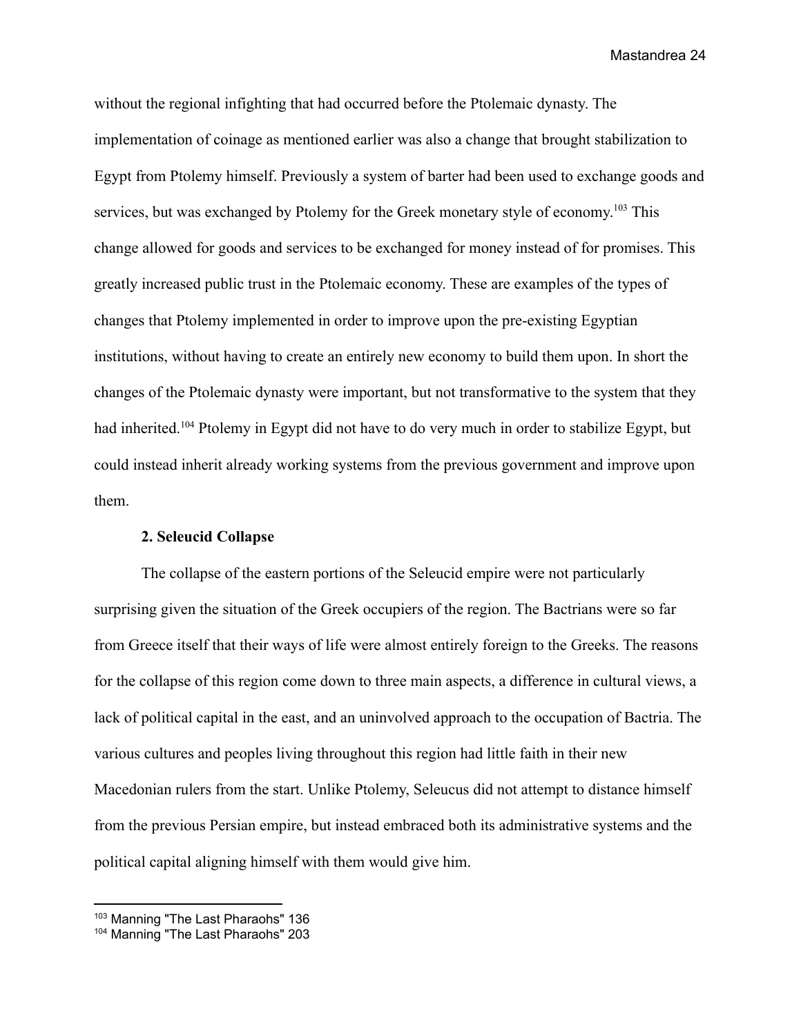without the regional infighting that had occurred before the Ptolemaic dynasty. The implementation of coinage as mentioned earlier was also a change that brought stabilization to Egypt from Ptolemy himself. Previously a system of barter had been used to exchange goods and services, but was exchanged by Ptolemy for the Greek monetary style of economy.[103] This change allowed for goods and services to be exchanged for money instead of for promises. This greatly increased public trust in the Ptolemaic economy. These are examples of the types of changes that Ptolemy implemented in order to improve upon the pre-existing Egyptian institutions, without having to create an entirely new economy to build them upon. In short the changes of the Ptolemaic dynasty were important, but not transformative to the system that they had inherited.[104] Ptolemy in Egypt did not have to do very much in order to stabilize Egypt, but could instead inherit already working systems from the previous government and improve upon them.

### 2. Seleucid Collapse

The collapse of the eastern portions of the Seleucid empire were not particularly surprising given the situation of the Greek occupiers of the region. The Bactrians were so far from Greece itself that their ways of life were almost entirely foreign to the Greeks. The reasons for the collapse of this region come down to three main aspects, a difference in cultural views, a lack of political capital in the east, and an uninvolved approach to the occupation of Bactria. The various cultures and peoples living throughout this region had little faith in their new Macedonian rulers from the start. Unlike Ptolemy, Seleucus did not attempt to distance himself from the previous Persian empire, but instead embraced both its administrative systems and the political capital aligning himself with them would give him.

---

[103] Manning "The Last Pharaohs" 136

[104] Manning "The Last Pharaohs" 203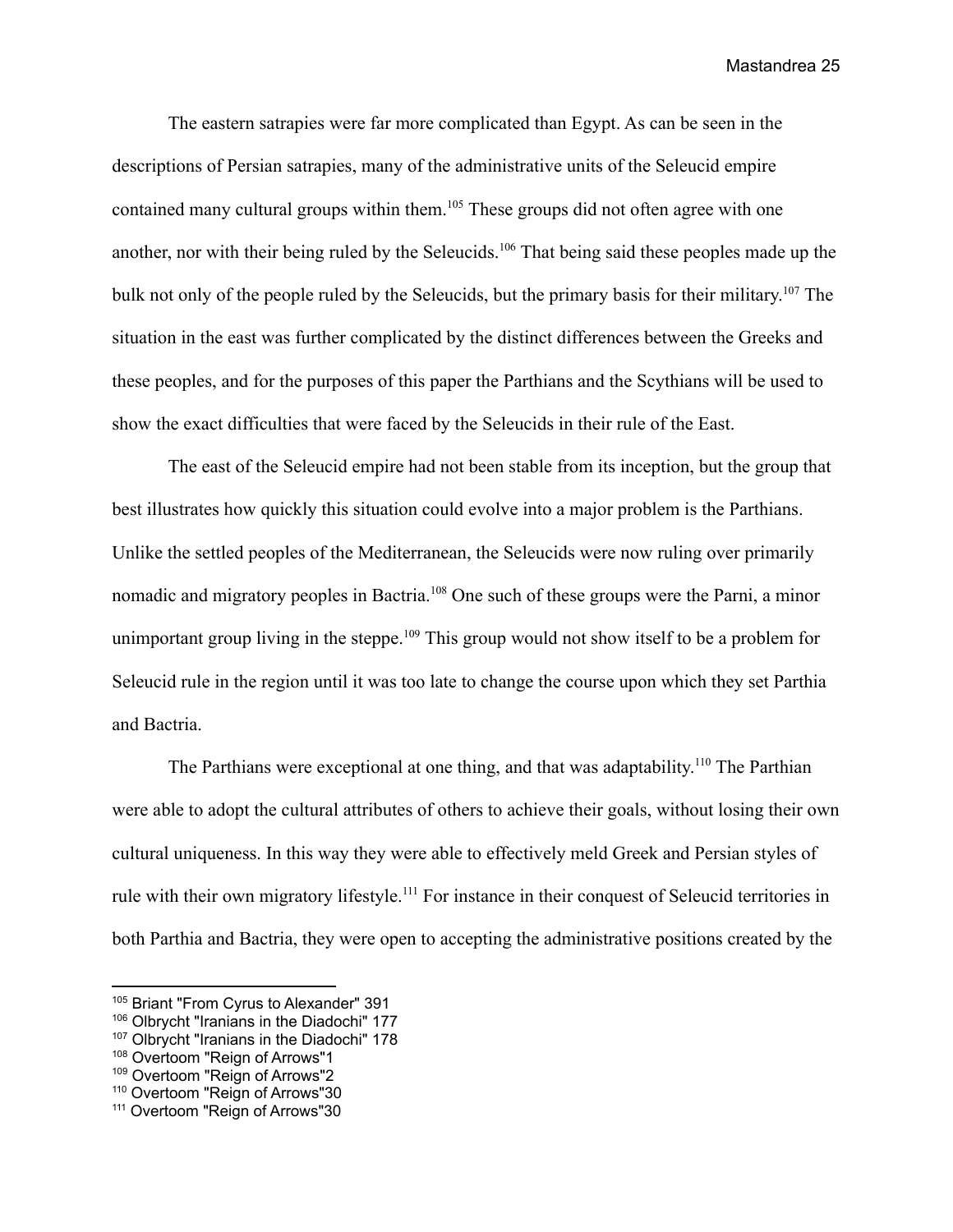The eastern satrapies were far more complicated than Egypt. As can be seen in the descriptions of Persian satrapies, many of the administrative units of the Seleucid empire contained many cultural groups within them.[105] These groups did not often agree with one another, nor with their being ruled by the Seleucids.[106] That being said these peoples made up the bulk not only of the people ruled by the Seleucids, but the primary basis for their military.[107] The situation in the east was further complicated by the distinct differences between the Greeks and these peoples, and for the purposes of this paper the Parthians and the Scythians will be used to show the exact difficulties that were faced by the Seleucids in their rule of the East.

The east of the Seleucid empire had not been stable from its inception, but the group that best illustrates how quickly this situation could evolve into a major problem is the Parthians. Unlike the settled peoples of the Mediterranean, the Seleucids were now ruling over primarily nomadic and migratory peoples in Bactria.[108] One such of these groups were the Parni, a minor unimportant group living in the steppe.[109] This group would not show itself to be a problem for Seleucid rule in the region until it was too late to change the course upon which they set Parthia and Bactria.

The Parthians were exceptional at one thing, and that was adaptability.[110] The Parthian were able to adopt the cultural attributes of others to achieve their goals, without losing their own cultural uniqueness. In this way they were able to effectively meld Greek and Persian styles of rule with their own migratory lifestyle.[111] For instance in their conquest of Seleucid territories in both Parthia and Bactria, they were open to accepting the administrative positions created by the

---

[105] Briant "From Cyrus to Alexander" 391
[106] Olbrycht "Iranians in the Diadochi" 177
[107] Olbrycht "Iranians in the Diadochi" 178
[108] Overtoom "Reign of Arrows"1
[109] Overtoom "Reign of Arrows"2
[110] Overtoom "Reign of Arrows"30
[111] Overtoom "Reign of Arrows"30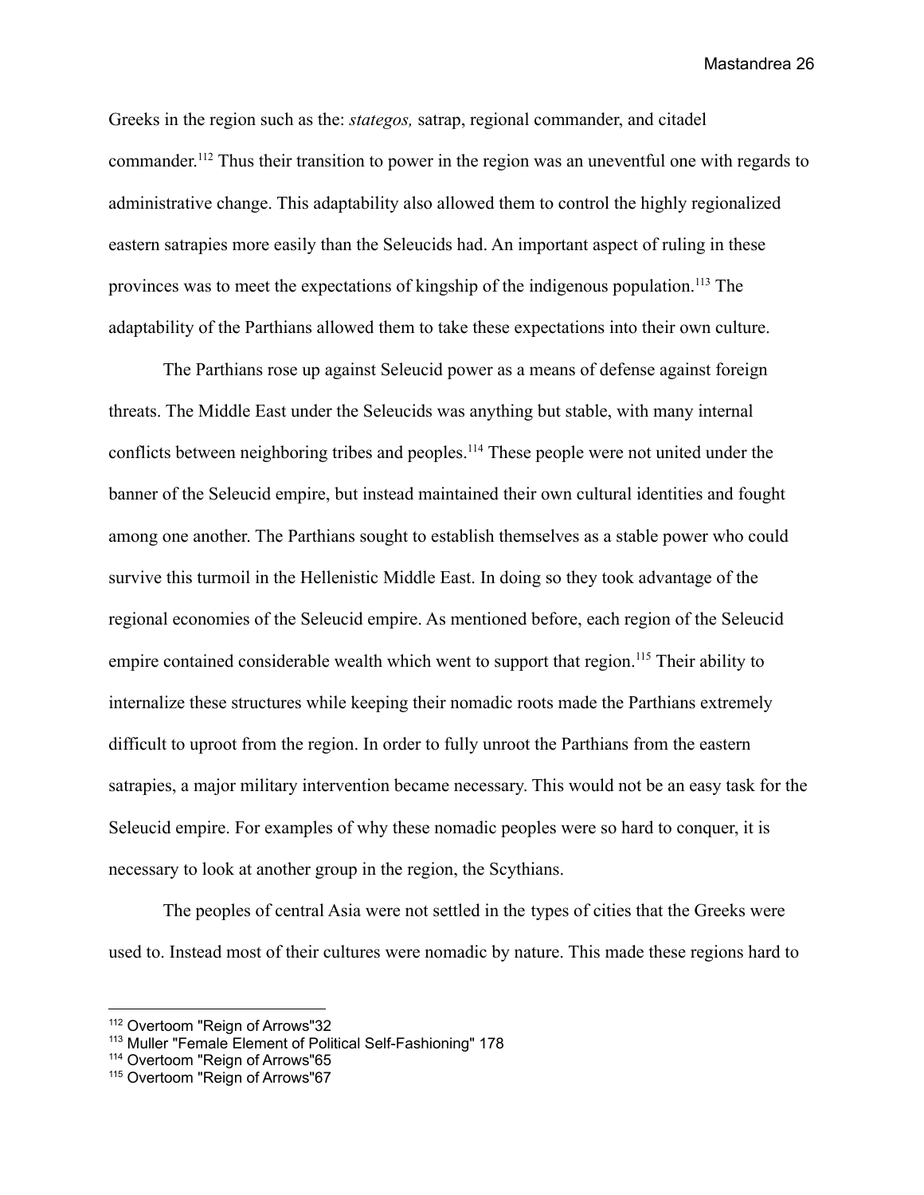Greeks in the region such as the: *stategos,* satrap, regional commander, and citadel commander.[112] Thus their transition to power in the region was an uneventful one with regards to administrative change. This adaptability also allowed them to control the highly regionalized eastern satrapies more easily than the Seleucids had. An important aspect of ruling in these provinces was to meet the expectations of kingship of the indigenous population.[113] The adaptability of the Parthians allowed them to take these expectations into their own culture.

The Parthians rose up against Seleucid power as a means of defense against foreign threats. The Middle East under the Seleucids was anything but stable, with many internal conflicts between neighboring tribes and peoples.[114] These people were not united under the banner of the Seleucid empire, but instead maintained their own cultural identities and fought among one another. The Parthians sought to establish themselves as a stable power who could survive this turmoil in the Hellenistic Middle East. In doing so they took advantage of the regional economies of the Seleucid empire. As mentioned before, each region of the Seleucid empire contained considerable wealth which went to support that region.[115] Their ability to internalize these structures while keeping their nomadic roots made the Parthians extremely difficult to uproot from the region. In order to fully unroot the Parthians from the eastern satrapies, a major military intervention became necessary. This would not be an easy task for the Seleucid empire. For examples of why these nomadic peoples were so hard to conquer, it is necessary to look at another group in the region, the Scythians.

The peoples of central Asia were not settled in the types of cities that the Greeks were used to. Instead most of their cultures were nomadic by nature. This made these regions hard to

---

[112] Overtoom "Reign of Arrows"32

[113] Muller "Female Element of Political Self-Fashioning" 178

[114] Overtoom "Reign of Arrows"65

[115] Overtoom "Reign of Arrows"67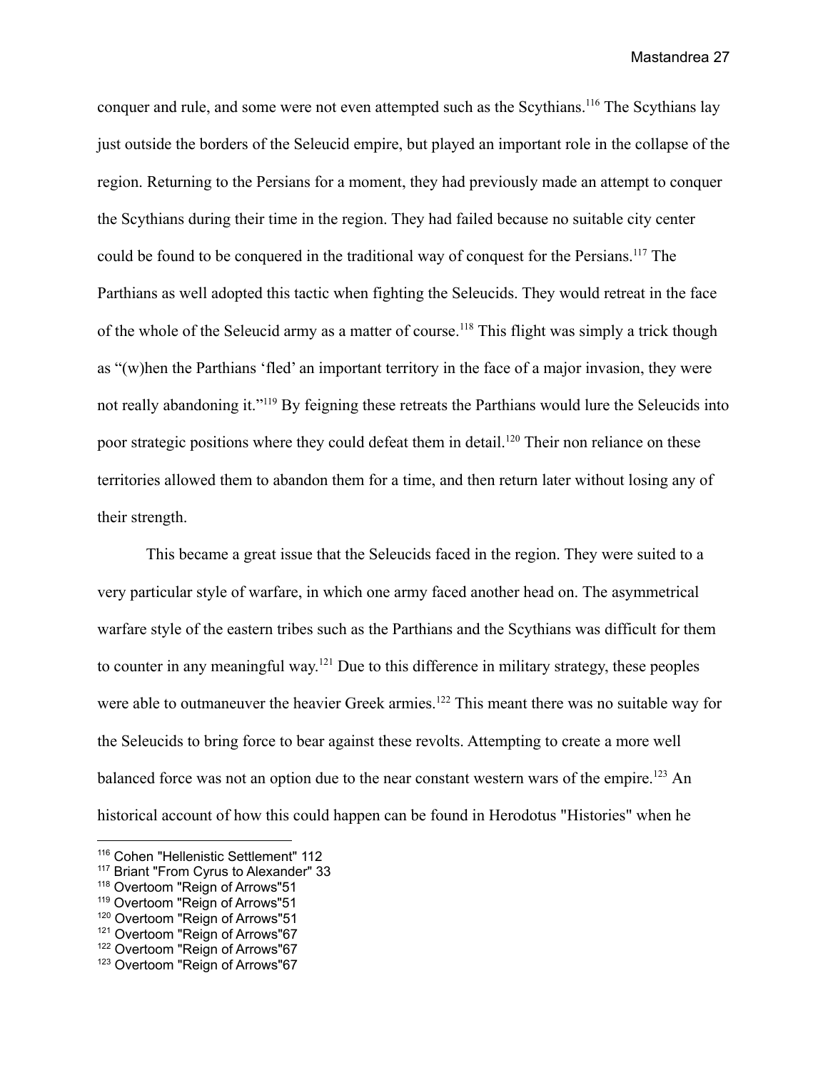conquer and rule, and some were not even attempted such as the Scythians.[116] The Scythians lay just outside the borders of the Seleucid empire, but played an important role in the collapse of the region. Returning to the Persians for a moment, they had previously made an attempt to conquer the Scythians during their time in the region. They had failed because no suitable city center could be found to be conquered in the traditional way of conquest for the Persians.[117] The Parthians as well adopted this tactic when fighting the Seleucids. They would retreat in the face of the whole of the Seleucid army as a matter of course.[118] This flight was simply a trick though as "(w)hen the Parthians 'fled' an important territory in the face of a major invasion, they were not really abandoning it."[119] By feigning these retreats the Parthians would lure the Seleucids into poor strategic positions where they could defeat them in detail.[120] Their non reliance on these territories allowed them to abandon them for a time, and then return later without losing any of their strength.

This became a great issue that the Seleucids faced in the region. They were suited to a very particular style of warfare, in which one army faced another head on. The asymmetrical warfare style of the eastern tribes such as the Parthians and the Scythians was difficult for them to counter in any meaningful way.[121] Due to this difference in military strategy, these peoples were able to outmaneuver the heavier Greek armies.[122] This meant there was no suitable way for the Seleucids to bring force to bear against these revolts. Attempting to create a more well balanced force was not an option due to the near constant western wars of the empire.[123] An historical account of how this could happen can be found in Herodotus "Histories" when he

[116] Cohen "Hellenistic Settlement" 112

[117] Briant "From Cyrus to Alexander" 33

[118] Overtoom "Reign of Arrows"51

[119] Overtoom "Reign of Arrows"51

[120] Overtoom "Reign of Arrows"51

[121] Overtoom "Reign of Arrows"67

[122] Overtoom "Reign of Arrows"67

[123] Overtoom "Reign of Arrows"67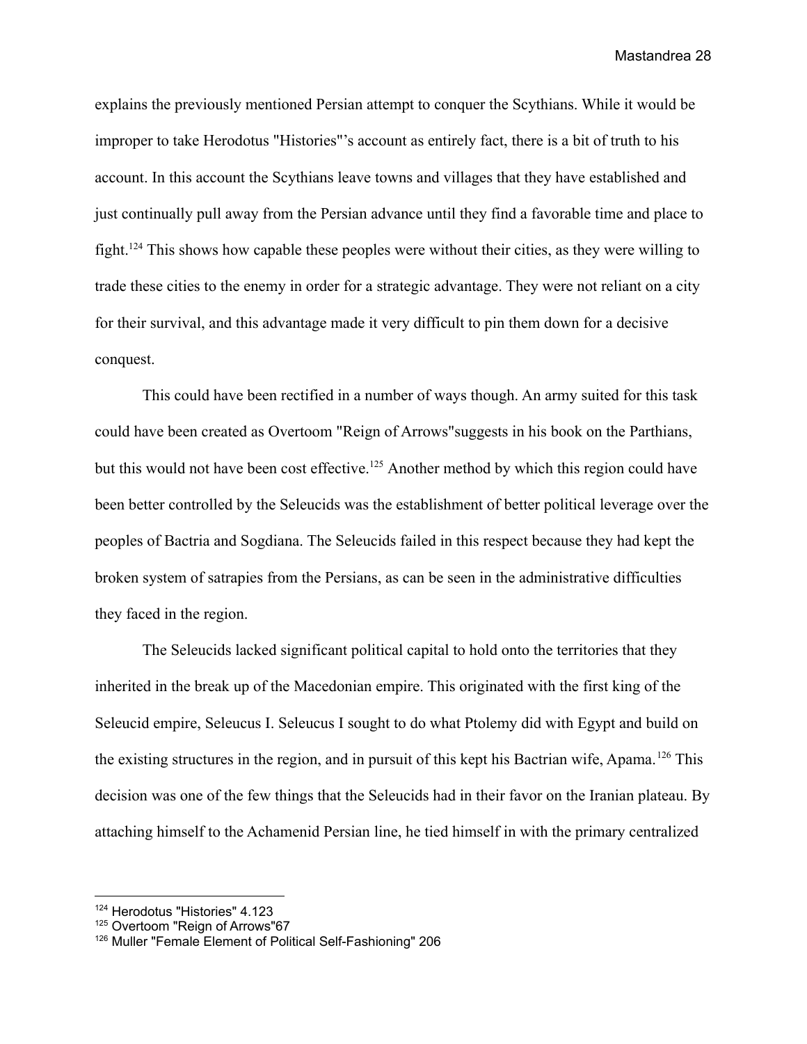explains the previously mentioned Persian attempt to conquer the Scythians. While it would be improper to take Herodotus "Histories"'s account as entirely fact, there is a bit of truth to his account. In this account the Scythians leave towns and villages that they have established and just continually pull away from the Persian advance until they find a favorable time and place to fight.[124] This shows how capable these peoples were without their cities, as they were willing to trade these cities to the enemy in order for a strategic advantage. They were not reliant on a city for their survival, and this advantage made it very difficult to pin them down for a decisive conquest.

This could have been rectified in a number of ways though. An army suited for this task could have been created as Overtoom "Reign of Arrows"suggests in his book on the Parthians, but this would not have been cost effective.[125] Another method by which this region could have been better controlled by the Seleucids was the establishment of better political leverage over the peoples of Bactria and Sogdiana. The Seleucids failed in this respect because they had kept the broken system of satrapies from the Persians, as can be seen in the administrative difficulties they faced in the region.

The Seleucids lacked significant political capital to hold onto the territories that they inherited in the break up of the Macedonian empire. This originated with the first king of the Seleucid empire, Seleucus I. Seleucus I sought to do what Ptolemy did with Egypt and build on the existing structures in the region, and in pursuit of this kept his Bactrian wife, Apama.[126] This decision was one of the few things that the Seleucids had in their favor on the Iranian plateau. By attaching himself to the Achamenid Persian line, he tied himself in with the primary centralized

---

[124] Herodotus "Histories" 4.123

[125] Overtoom "Reign of Arrows"67

[126] Muller "Female Element of Political Self-Fashioning" 206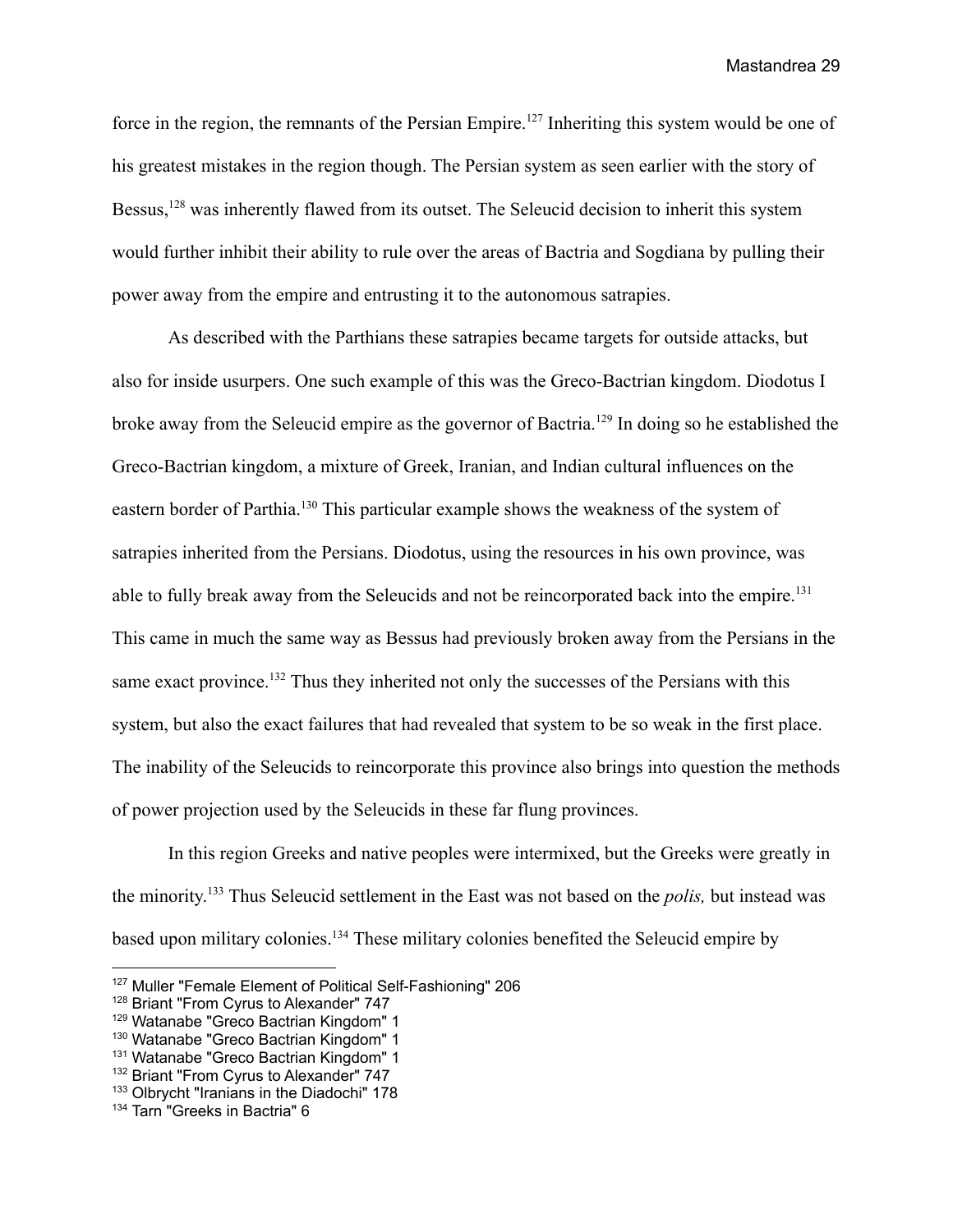force in the region, the remnants of the Persian Empire.[127] Inheriting this system would be one of his greatest mistakes in the region though. The Persian system as seen earlier with the story of Bessus,[128] was inherently flawed from its outset. The Seleucid decision to inherit this system would further inhibit their ability to rule over the areas of Bactria and Sogdiana by pulling their power away from the empire and entrusting it to the autonomous satrapies.

As described with the Parthians these satrapies became targets for outside attacks, but also for inside usurpers. One such example of this was the Greco-Bactrian kingdom. Diodotus I broke away from the Seleucid empire as the governor of Bactria.[129] In doing so he established the Greco-Bactrian kingdom, a mixture of Greek, Iranian, and Indian cultural influences on the eastern border of Parthia.[130] This particular example shows the weakness of the system of satrapies inherited from the Persians. Diodotus, using the resources in his own province, was able to fully break away from the Seleucids and not be reincorporated back into the empire.[131] This came in much the same way as Bessus had previously broken away from the Persians in the same exact province.[132] Thus they inherited not only the successes of the Persians with this system, but also the exact failures that had revealed that system to be so weak in the first place. The inability of the Seleucids to reincorporate this province also brings into question the methods of power projection used by the Seleucids in these far flung provinces.

In this region Greeks and native peoples were intermixed, but the Greeks were greatly in the minority.[133] Thus Seleucid settlement in the East was not based on the *polis,* but instead was based upon military colonies.[134] These military colonies benefited the Seleucid empire by

---

[127] Muller "Female Element of Political Self-Fashioning" 206
[128] Briant "From Cyrus to Alexander" 747
[129] Watanabe "Greco Bactrian Kingdom" 1
[130] Watanabe "Greco Bactrian Kingdom" 1
[131] Watanabe "Greco Bactrian Kingdom" 1
[132] Briant "From Cyrus to Alexander" 747
[133] Olbrycht "Iranians in the Diadochi" 178
[134] Tarn "Greeks in Bactria" 6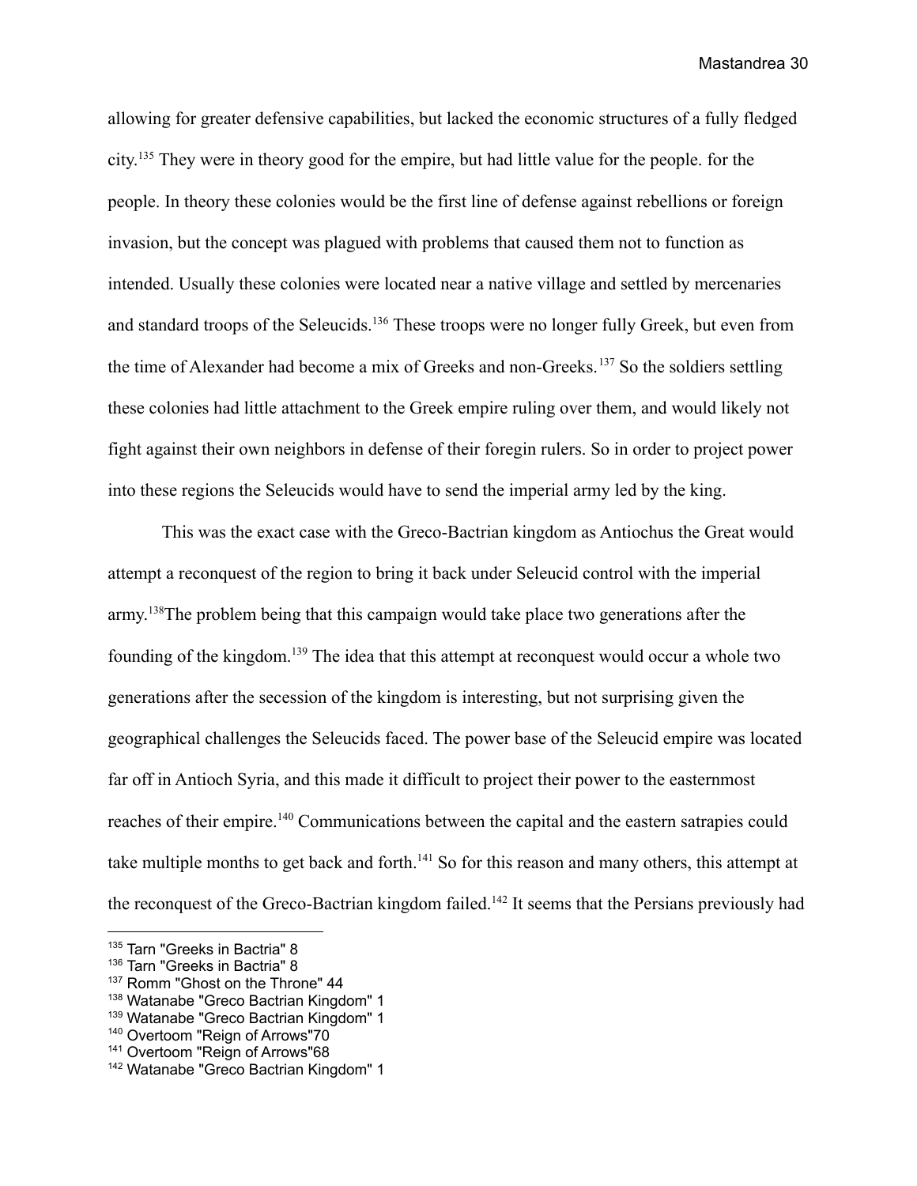allowing for greater defensive capabilities, but lacked the economic structures of a fully fledged city.[135] They were in theory good for the empire, but had little value for the people. for the people. In theory these colonies would be the first line of defense against rebellions or foreign invasion, but the concept was plagued with problems that caused them not to function as intended. Usually these colonies were located near a native village and settled by mercenaries and standard troops of the Seleucids.[136] These troops were no longer fully Greek, but even from the time of Alexander had become a mix of Greeks and non-Greeks.[137] So the soldiers settling these colonies had little attachment to the Greek empire ruling over them, and would likely not fight against their own neighbors in defense of their foregin rulers. So in order to project power into these regions the Seleucids would have to send the imperial army led by the king.

This was the exact case with the Greco-Bactrian kingdom as Antiochus the Great would attempt a reconquest of the region to bring it back under Seleucid control with the imperial army.[138]The problem being that this campaign would take place two generations after the founding of the kingdom.[139] The idea that this attempt at reconquest would occur a whole two generations after the secession of the kingdom is interesting, but not surprising given the geographical challenges the Seleucids faced. The power base of the Seleucid empire was located far off in Antioch Syria, and this made it difficult to project their power to the easternmost reaches of their empire.[140] Communications between the capital and the eastern satrapies could take multiple months to get back and forth.[141] So for this reason and many others, this attempt at the reconquest of the Greco-Bactrian kingdom failed.[142] It seems that the Persians previously had

---

[135] Tarn "Greeks in Bactria" 8
[136] Tarn "Greeks in Bactria" 8
[137] Romm "Ghost on the Throne" 44
[138] Watanabe "Greco Bactrian Kingdom" 1
[139] Watanabe "Greco Bactrian Kingdom" 1
[140] Overtoom "Reign of Arrows"70
[141] Overtoom "Reign of Arrows"68
[142] Watanabe "Greco Bactrian Kingdom" 1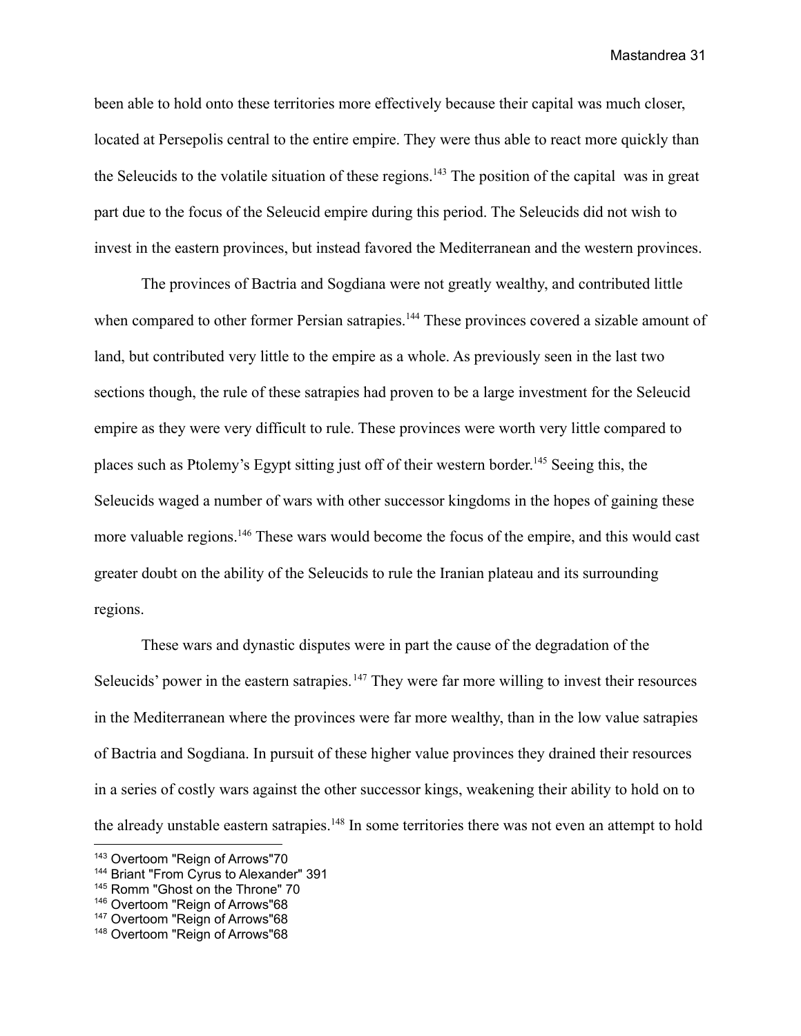been able to hold onto these territories more effectively because their capital was much closer, located at Persepolis central to the entire empire. They were thus able to react more quickly than the Seleucids to the volatile situation of these regions.[143] The position of the capital was in great part due to the focus of the Seleucid empire during this period. The Seleucids did not wish to invest in the eastern provinces, but instead favored the Mediterranean and the western provinces.

The provinces of Bactria and Sogdiana were not greatly wealthy, and contributed little when compared to other former Persian satrapies.[144] These provinces covered a sizable amount of land, but contributed very little to the empire as a whole. As previously seen in the last two sections though, the rule of these satrapies had proven to be a large investment for the Seleucid empire as they were very difficult to rule. These provinces were worth very little compared to places such as Ptolemy's Egypt sitting just off of their western border.[145] Seeing this, the Seleucids waged a number of wars with other successor kingdoms in the hopes of gaining these more valuable regions.[146] These wars would become the focus of the empire, and this would cast greater doubt on the ability of the Seleucids to rule the Iranian plateau and its surrounding regions.

These wars and dynastic disputes were in part the cause of the degradation of the Seleucids' power in the eastern satrapies.[147] They were far more willing to invest their resources in the Mediterranean where the provinces were far more wealthy, than in the low value satrapies of Bactria and Sogdiana. In pursuit of these higher value provinces they drained their resources in a series of costly wars against the other successor kings, weakening their ability to hold on to the already unstable eastern satrapies.[148] In some territories there was not even an attempt to hold

---

[143] Overtoom "Reign of Arrows"70
[144] Briant "From Cyrus to Alexander" 391
[145] Romm "Ghost on the Throne" 70
[146] Overtoom "Reign of Arrows"68
[147] Overtoom "Reign of Arrows"68
[148] Overtoom "Reign of Arrows"68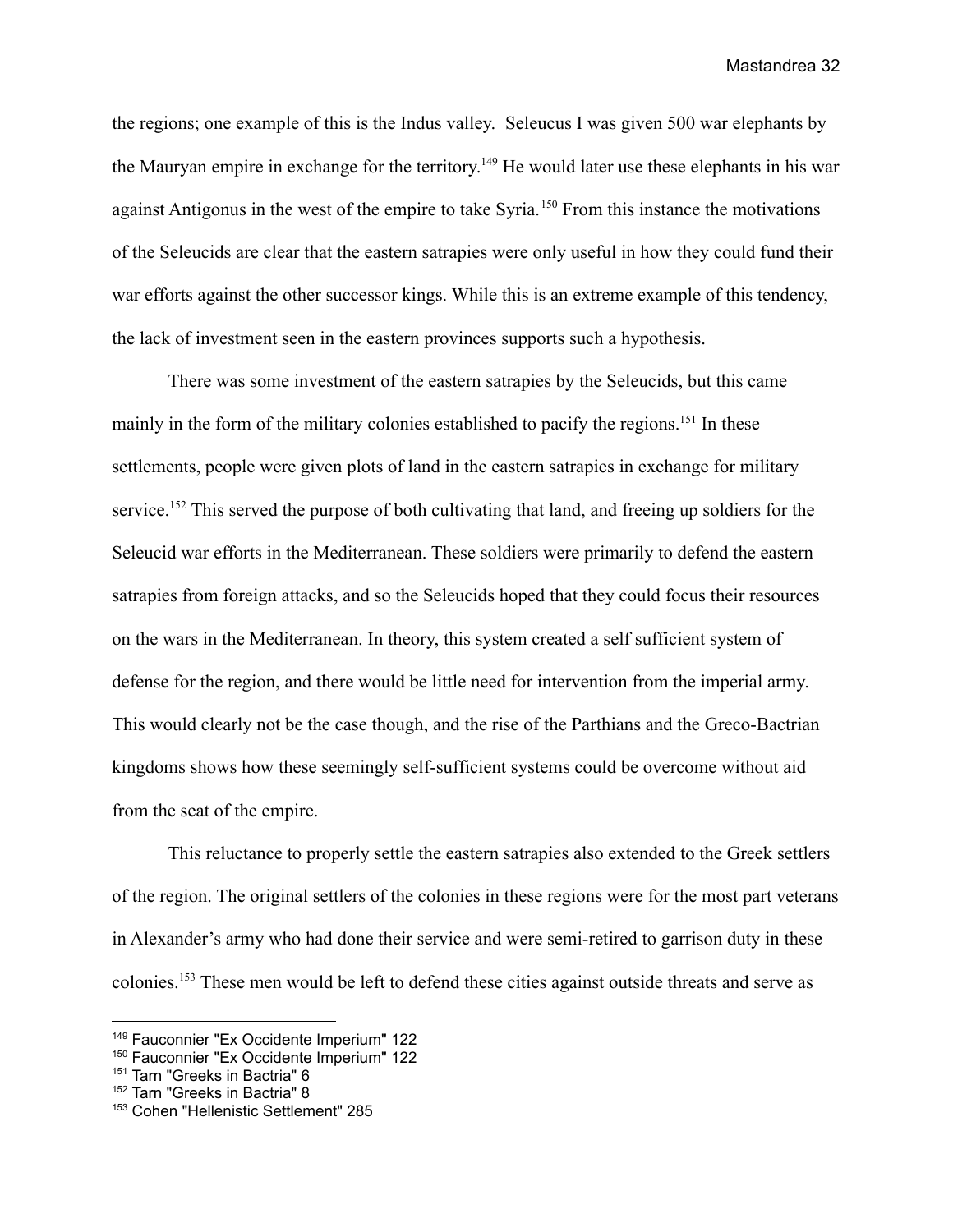the regions; one example of this is the Indus valley. Seleucus I was given 500 war elephants by the Mauryan empire in exchange for the territory.[149] He would later use these elephants in his war against Antigonus in the west of the empire to take Syria.[150] From this instance the motivations of the Seleucids are clear that the eastern satrapies were only useful in how they could fund their war efforts against the other successor kings. While this is an extreme example of this tendency, the lack of investment seen in the eastern provinces supports such a hypothesis.

There was some investment of the eastern satrapies by the Seleucids, but this came mainly in the form of the military colonies established to pacify the regions.[151] In these settlements, people were given plots of land in the eastern satrapies in exchange for military service.[152] This served the purpose of both cultivating that land, and freeing up soldiers for the Seleucid war efforts in the Mediterranean. These soldiers were primarily to defend the eastern satrapies from foreign attacks, and so the Seleucids hoped that they could focus their resources on the wars in the Mediterranean. In theory, this system created a self sufficient system of defense for the region, and there would be little need for intervention from the imperial army. This would clearly not be the case though, and the rise of the Parthians and the Greco-Bactrian kingdoms shows how these seemingly self-sufficient systems could be overcome without aid from the seat of the empire.

This reluctance to properly settle the eastern satrapies also extended to the Greek settlers of the region. The original settlers of the colonies in these regions were for the most part veterans in Alexander's army who had done their service and were semi-retired to garrison duty in these colonies.[153] These men would be left to defend these cities against outside threats and serve as

---

[149] Fauconnier "Ex Occidente Imperium" 122
[150] Fauconnier "Ex Occidente Imperium" 122
[151] Tarn "Greeks in Bactria" 6
[152] Tarn "Greeks in Bactria" 8
[153] Cohen "Hellenistic Settlement" 285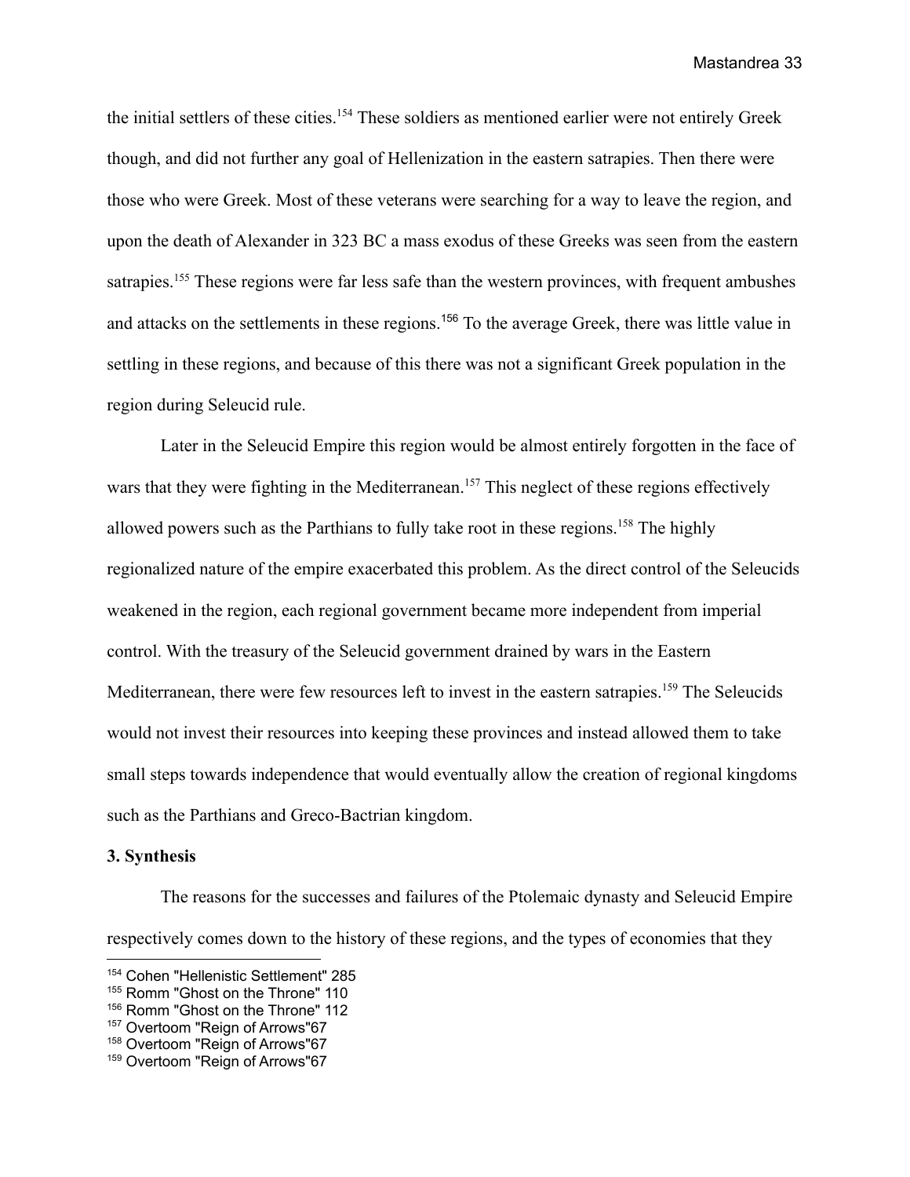the initial settlers of these cities.[154] These soldiers as mentioned earlier were not entirely Greek though, and did not further any goal of Hellenization in the eastern satrapies. Then there were those who were Greek. Most of these veterans were searching for a way to leave the region, and upon the death of Alexander in 323 BC a mass exodus of these Greeks was seen from the eastern satrapies.[155] These regions were far less safe than the western provinces, with frequent ambushes and attacks on the settlements in these regions.[156] To the average Greek, there was little value in settling in these regions, and because of this there was not a significant Greek population in the region during Seleucid rule.

Later in the Seleucid Empire this region would be almost entirely forgotten in the face of wars that they were fighting in the Mediterranean.[157] This neglect of these regions effectively allowed powers such as the Parthians to fully take root in these regions.[158] The highly regionalized nature of the empire exacerbated this problem. As the direct control of the Seleucids weakened in the region, each regional government became more independent from imperial control. With the treasury of the Seleucid government drained by wars in the Eastern Mediterranean, there were few resources left to invest in the eastern satrapies.[159] The Seleucids would not invest their resources into keeping these provinces and instead allowed them to take small steps towards independence that would eventually allow the creation of regional kingdoms such as the Parthians and Greco-Bactrian kingdom.

**3. Synthesis**

The reasons for the successes and failures of the Ptolemaic dynasty and Seleucid Empire respectively comes down to the history of these regions, and the types of economies that they

---

[154] Cohen "Hellenistic Settlement" 285
[155] Romm "Ghost on the Throne" 110
[156] Romm "Ghost on the Throne" 112
[157] Overtoom "Reign of Arrows"67
[158] Overtoom "Reign of Arrows"67
[159] Overtoom "Reign of Arrows"67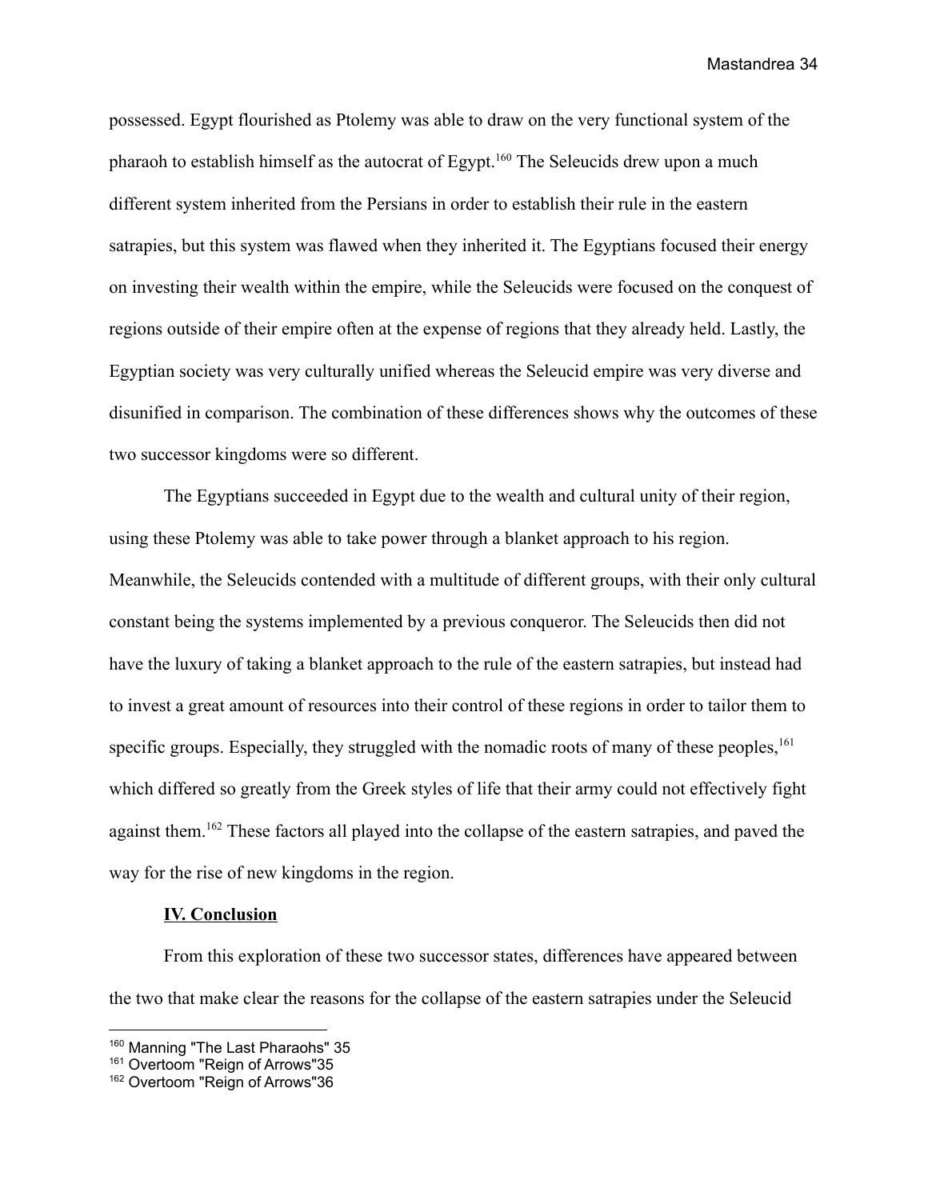possessed. Egypt flourished as Ptolemy was able to draw on the very functional system of the pharaoh to establish himself as the autocrat of Egypt.[160] The Seleucids drew upon a much different system inherited from the Persians in order to establish their rule in the eastern satrapies, but this system was flawed when they inherited it. The Egyptians focused their energy on investing their wealth within the empire, while the Seleucids were focused on the conquest of regions outside of their empire often at the expense of regions that they already held. Lastly, the Egyptian society was very culturally unified whereas the Seleucid empire was very diverse and disunified in comparison. The combination of these differences shows why the outcomes of these two successor kingdoms were so different.

The Egyptians succeeded in Egypt due to the wealth and cultural unity of their region, using these Ptolemy was able to take power through a blanket approach to his region. Meanwhile, the Seleucids contended with a multitude of different groups, with their only cultural constant being the systems implemented by a previous conqueror. The Seleucids then did not have the luxury of taking a blanket approach to the rule of the eastern satrapies, but instead had to invest a great amount of resources into their control of these regions in order to tailor them to specific groups. Especially, they struggled with the nomadic roots of many of these peoples,[161] which differed so greatly from the Greek styles of life that their army could not effectively fight against them.[162] These factors all played into the collapse of the eastern satrapies, and paved the way for the rise of new kingdoms in the region.

## IV. Conclusion

From this exploration of these two successor states, differences have appeared between the two that make clear the reasons for the collapse of the eastern satrapies under the Seleucid

---

[160] Manning "The Last Pharaohs" 35

[161] Overtoom "Reign of Arrows"35

[162] Overtoom "Reign of Arrows"36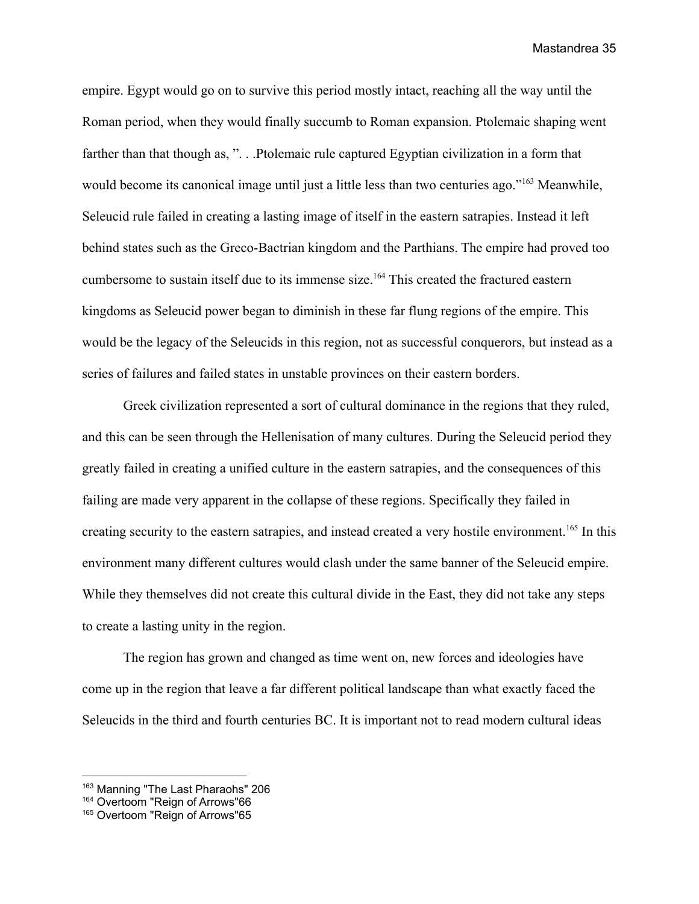empire. Egypt would go on to survive this period mostly intact, reaching all the way until the Roman period, when they would finally succumb to Roman expansion. Ptolemaic shaping went farther than that though as, ". . .Ptolemaic rule captured Egyptian civilization in a form that would become its canonical image until just a little less than two centuries ago."[163] Meanwhile, Seleucid rule failed in creating a lasting image of itself in the eastern satrapies. Instead it left behind states such as the Greco-Bactrian kingdom and the Parthians. The empire had proved too cumbersome to sustain itself due to its immense size.[164] This created the fractured eastern kingdoms as Seleucid power began to diminish in these far flung regions of the empire. This would be the legacy of the Seleucids in this region, not as successful conquerors, but instead as a series of failures and failed states in unstable provinces on their eastern borders.

Greek civilization represented a sort of cultural dominance in the regions that they ruled, and this can be seen through the Hellenisation of many cultures. During the Seleucid period they greatly failed in creating a unified culture in the eastern satrapies, and the consequences of this failing are made very apparent in the collapse of these regions. Specifically they failed in creating security to the eastern satrapies, and instead created a very hostile environment.[165] In this environment many different cultures would clash under the same banner of the Seleucid empire. While they themselves did not create this cultural divide in the East, they did not take any steps to create a lasting unity in the region.

The region has grown and changed as time went on, new forces and ideologies have come up in the region that leave a far different political landscape than what exactly faced the Seleucids in the third and fourth centuries BC. It is important not to read modern cultural ideas

---

[163] Manning "The Last Pharaohs" 206

[164] Overtoom "Reign of Arrows"66

[165] Overtoom "Reign of Arrows"65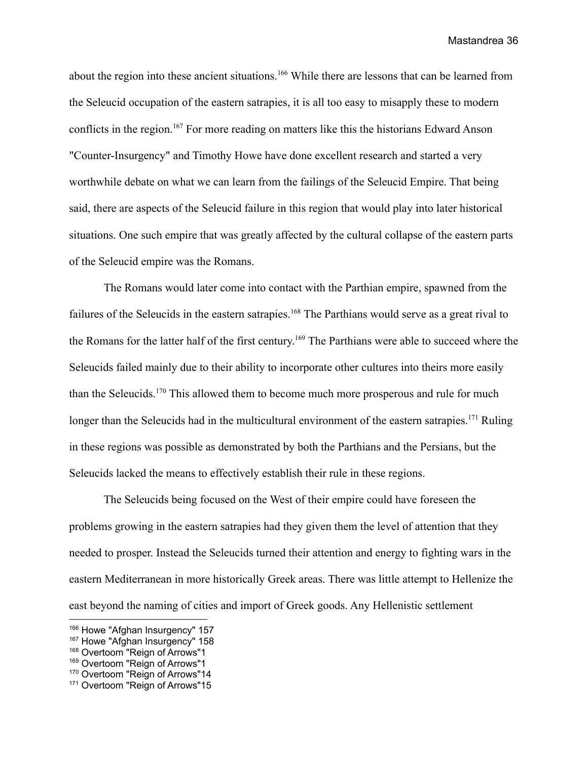about the region into these ancient situations.[166] While there are lessons that can be learned from the Seleucid occupation of the eastern satrapies, it is all too easy to misapply these to modern conflicts in the region.[167] For more reading on matters like this the historians Edward Anson "Counter-Insurgency" and Timothy Howe have done excellent research and started a very worthwhile debate on what we can learn from the failings of the Seleucid Empire. That being said, there are aspects of the Seleucid failure in this region that would play into later historical situations. One such empire that was greatly affected by the cultural collapse of the eastern parts of the Seleucid empire was the Romans.

The Romans would later come into contact with the Parthian empire, spawned from the failures of the Seleucids in the eastern satrapies.[168] The Parthians would serve as a great rival to the Romans for the latter half of the first century.[169] The Parthians were able to succeed where the Seleucids failed mainly due to their ability to incorporate other cultures into theirs more easily than the Seleucids.[170] This allowed them to become much more prosperous and rule for much longer than the Seleucids had in the multicultural environment of the eastern satrapies.[171] Ruling in these regions was possible as demonstrated by both the Parthians and the Persians, but the Seleucids lacked the means to effectively establish their rule in these regions.

The Seleucids being focused on the West of their empire could have foreseen the problems growing in the eastern satrapies had they given them the level of attention that they needed to prosper. Instead the Seleucids turned their attention and energy to fighting wars in the eastern Mediterranean in more historically Greek areas. There was little attempt to Hellenize the east beyond the naming of cities and import of Greek goods. Any Hellenistic settlement

---

[166] Howe "Afghan Insurgency" 157

[167] Howe "Afghan Insurgency" 158

[168] Overtoom "Reign of Arrows"1

[169] Overtoom "Reign of Arrows"1

[170] Overtoom "Reign of Arrows"14

[171] Overtoom "Reign of Arrows"15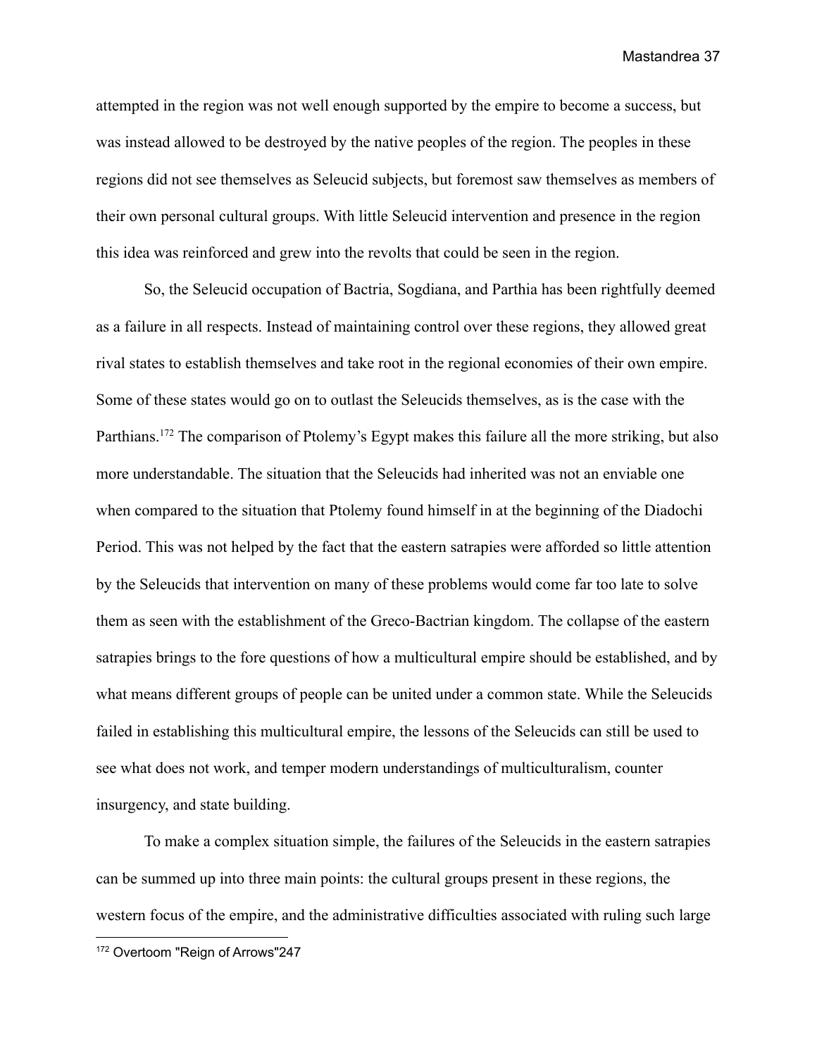attempted in the region was not well enough supported by the empire to become a success, but was instead allowed to be destroyed by the native peoples of the region. The peoples in these regions did not see themselves as Seleucid subjects, but foremost saw themselves as members of their own personal cultural groups. With little Seleucid intervention and presence in the region this idea was reinforced and grew into the revolts that could be seen in the region.

So, the Seleucid occupation of Bactria, Sogdiana, and Parthia has been rightfully deemed as a failure in all respects. Instead of maintaining control over these regions, they allowed great rival states to establish themselves and take root in the regional economies of their own empire. Some of these states would go on to outlast the Seleucids themselves, as is the case with the Parthians.[172] The comparison of Ptolemy's Egypt makes this failure all the more striking, but also more understandable. The situation that the Seleucids had inherited was not an enviable one when compared to the situation that Ptolemy found himself in at the beginning of the Diadochi Period. This was not helped by the fact that the eastern satrapies were afforded so little attention by the Seleucids that intervention on many of these problems would come far too late to solve them as seen with the establishment of the Greco-Bactrian kingdom. The collapse of the eastern satrapies brings to the fore questions of how a multicultural empire should be established, and by what means different groups of people can be united under a common state. While the Seleucids failed in establishing this multicultural empire, the lessons of the Seleucids can still be used to see what does not work, and temper modern understandings of multiculturalism, counter insurgency, and state building.

To make a complex situation simple, the failures of the Seleucids in the eastern satrapies can be summed up into three main points: the cultural groups present in these regions, the western focus of the empire, and the administrative difficulties associated with ruling such large

---

[172] Overtoom "Reign of Arrows"247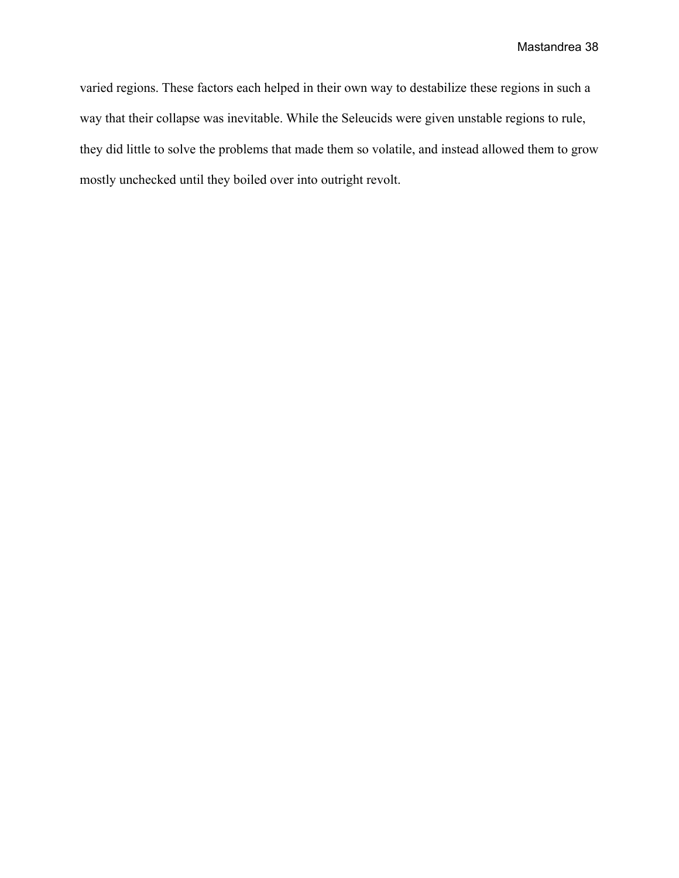varied regions. These factors each helped in their own way to destabilize these regions in such a way that their collapse was inevitable. While the Seleucids were given unstable regions to rule, they did little to solve the problems that made them so volatile, and instead allowed them to grow mostly unchecked until they boiled over into outright revolt.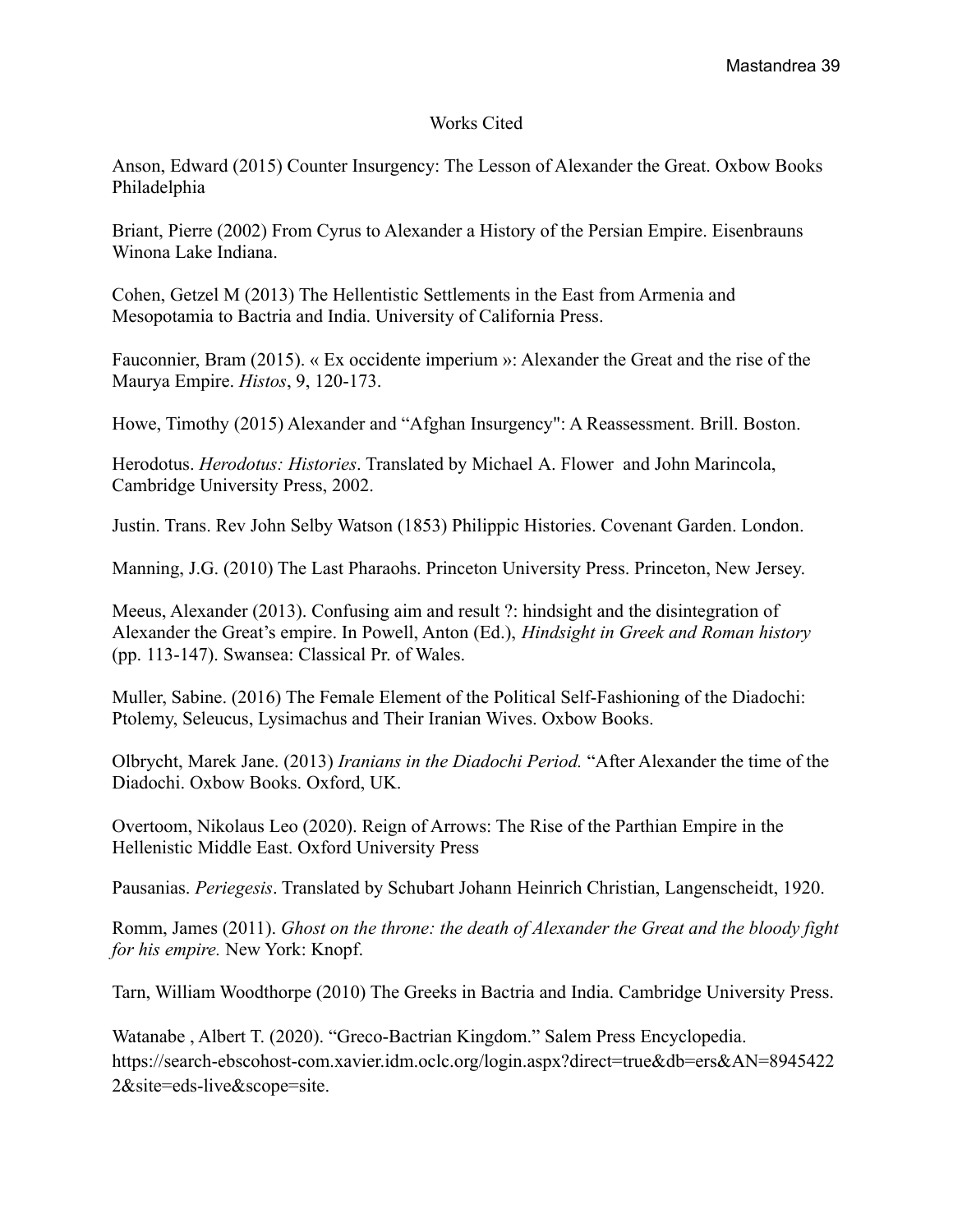# Works Cited

Anson, Edward (2015) Counter Insurgency: The Lesson of Alexander the Great. Oxbow Books Philadelphia

Briant, Pierre (2002) From Cyrus to Alexander a History of the Persian Empire. Eisenbrauns Winona Lake Indiana.

Cohen, Getzel M (2013) The Hellentistic Settlements in the East from Armenia and Mesopotamia to Bactria and India. University of California Press.

Fauconnier, Bram (2015). « Ex occidente imperium »: Alexander the Great and the rise of the Maurya Empire. *Histos*, 9, 120-173.

Howe, Timothy (2015) Alexander and "Afghan Insurgency": A Reassessment. Brill. Boston.

Herodotus. *Herodotus: Histories*. Translated by Michael A. Flower and John Marincola, Cambridge University Press, 2002.

Justin. Trans. Rev John Selby Watson (1853) Philippic Histories. Covenant Garden. London.

Manning, J.G. (2010) The Last Pharaohs. Princeton University Press. Princeton, New Jersey.

Meeus, Alexander (2013). Confusing aim and result ?: hindsight and the disintegration of Alexander the Great's empire. In Powell, Anton (Ed.), *Hindsight in Greek and Roman history* (pp. 113-147). Swansea: Classical Pr. of Wales.

Muller, Sabine. (2016) The Female Element of the Political Self-Fashioning of the Diadochi: Ptolemy, Seleucus, Lysimachus and Their Iranian Wives. Oxbow Books.

Olbrycht, Marek Jane. (2013) *Iranians in the Diadochi Period.* "After Alexander the time of the Diadochi. Oxbow Books. Oxford, UK.

Overtoom, Nikolaus Leo (2020). Reign of Arrows: The Rise of the Parthian Empire in the Hellenistic Middle East. Oxford University Press

Pausanias. *Periegesis*. Translated by Schubart Johann Heinrich Christian, Langenscheidt, 1920.

Romm, James (2011). *Ghost on the throne: the death of Alexander the Great and the bloody fight for his empire.* New York: Knopf.

Tarn, William Woodthorpe (2010) The Greeks in Bactria and India. Cambridge University Press.

Watanabe , Albert T. (2020). "Greco-Bactrian Kingdom." Salem Press Encyclopedia. https://search-ebscohost-com.xavier.idm.oclc.org/login.aspx?direct=true&db=ers&AN=89454222&site=eds-live&scope=site.